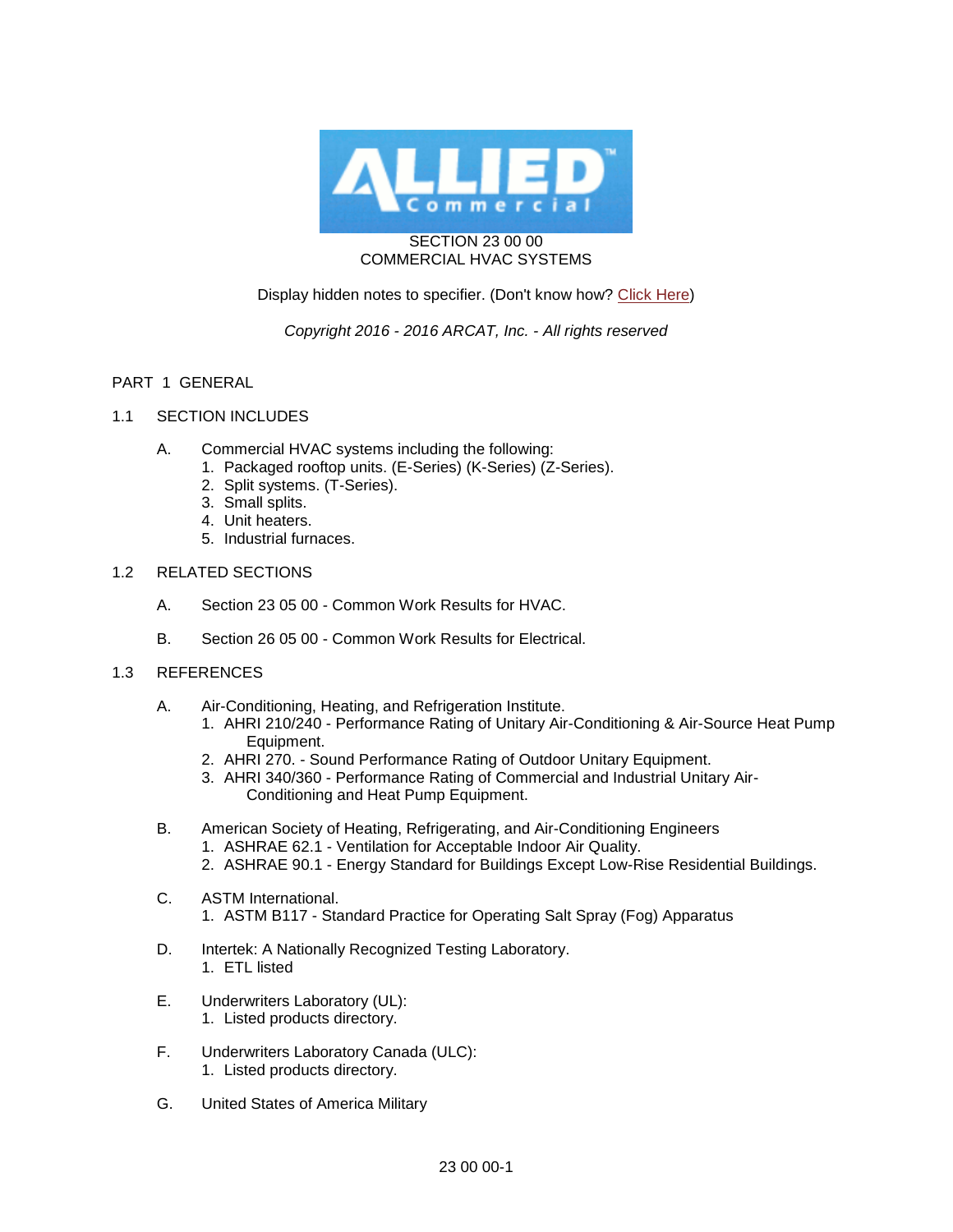# SECTION 23 00 00
# COMMERCIAL HVAC SYSTEMS

Display hidden notes to specifier. (Don't know how? Click Here)

*Copyright 2016 - 2016 ARCAT, Inc. - All rights reserved*

## PART 1 GENERAL

### 1.1 SECTION INCLUDES

A. Commercial HVAC systems including the following:
   1. Packaged rooftop units. (E-Series) (K-Series) (Z-Series).
   2. Split systems. (T-Series).
   3. Small splits.
   4. Unit heaters.
   5. Industrial furnaces.

### 1.2 RELATED SECTIONS

A. Section 23 05 00 - Common Work Results for HVAC.

B. Section 26 05 00 - Common Work Results for Electrical.

### 1.3 REFERENCES

A. Air-Conditioning, Heating, and Refrigeration Institute.
   1. AHRI 210/240 - Performance Rating of Unitary Air-Conditioning & Air-Source Heat Pump Equipment.
   2. AHRI 270. - Sound Performance Rating of Outdoor Unitary Equipment.
   3. AHRI 340/360 - Performance Rating of Commercial and Industrial Unitary Air-Conditioning and Heat Pump Equipment.

B. American Society of Heating, Refrigerating, and Air-Conditioning Engineers
   1. ASHRAE 62.1 - Ventilation for Acceptable Indoor Air Quality.
   2. ASHRAE 90.1 - Energy Standard for Buildings Except Low-Rise Residential Buildings.

C. ASTM International.
   1. ASTM B117 - Standard Practice for Operating Salt Spray (Fog) Apparatus

D. Intertek: A Nationally Recognized Testing Laboratory.
   1. ETL listed

E. Underwriters Laboratory (UL):
   1. Listed products directory.

F. Underwriters Laboratory Canada (ULC):
   1. Listed products directory.

G. United States of America Military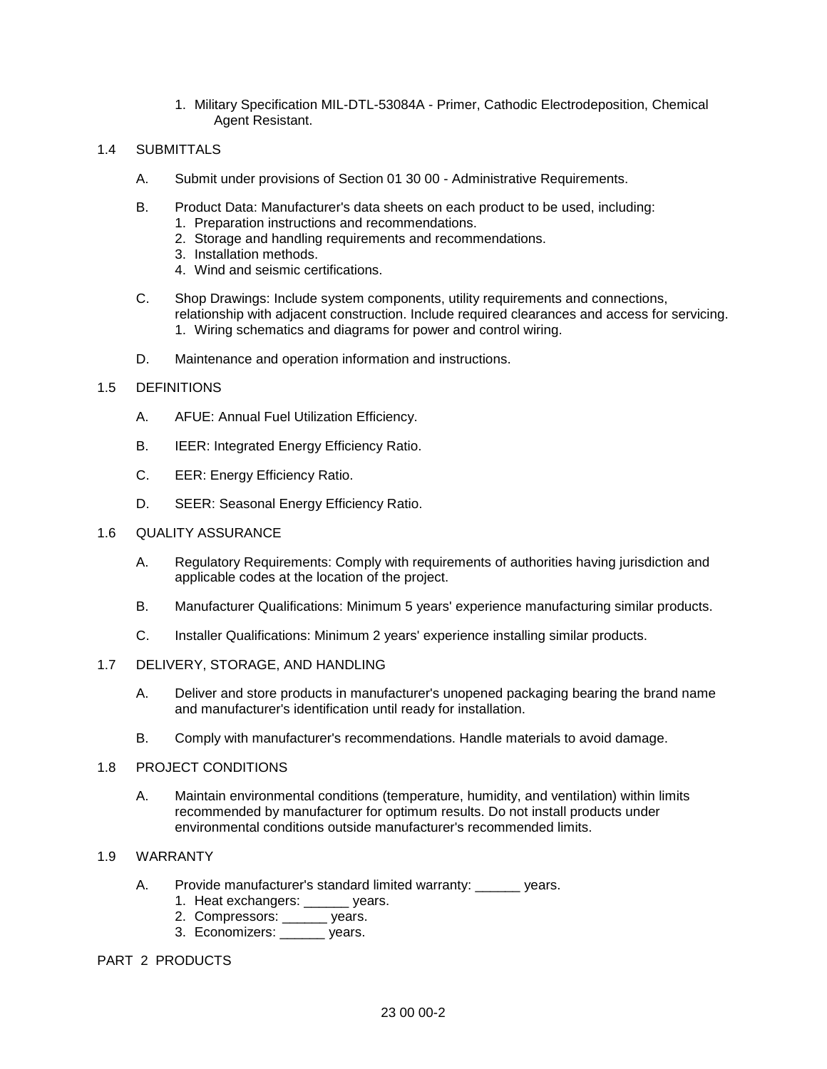1. Military Specification MIL-DTL-53084A - Primer, Cathodic Electrodeposition, Chemical Agent Resistant.

## 1.4 SUBMITTALS

A. Submit under provisions of Section 01 30 00 - Administrative Requirements.

B. Product Data: Manufacturer's data sheets on each product to be used, including:
   1. Preparation instructions and recommendations.
   2. Storage and handling requirements and recommendations.
   3. Installation methods.
   4. Wind and seismic certifications.

C. Shop Drawings: Include system components, utility requirements and connections, relationship with adjacent construction. Include required clearances and access for servicing.
   1. Wiring schematics and diagrams for power and control wiring.

D. Maintenance and operation information and instructions.

## 1.5 DEFINITIONS

A. AFUE: Annual Fuel Utilization Efficiency.

B. IEER: Integrated Energy Efficiency Ratio.

C. EER: Energy Efficiency Ratio.

D. SEER: Seasonal Energy Efficiency Ratio.

## 1.6 QUALITY ASSURANCE

A. Regulatory Requirements: Comply with requirements of authorities having jurisdiction and applicable codes at the location of the project.

B. Manufacturer Qualifications: Minimum 5 years' experience manufacturing similar products.

C. Installer Qualifications: Minimum 2 years' experience installing similar products.

## 1.7 DELIVERY, STORAGE, AND HANDLING

A. Deliver and store products in manufacturer's unopened packaging bearing the brand name and manufacturer's identification until ready for installation.

B. Comply with manufacturer's recommendations. Handle materials to avoid damage.

## 1.8 PROJECT CONDITIONS

A. Maintain environmental conditions (temperature, humidity, and ventilation) within limits recommended by manufacturer for optimum results. Do not install products under environmental conditions outside manufacturer's recommended limits.

## 1.9 WARRANTY

A. Provide manufacturer's standard limited warranty: ______ years.
   1. Heat exchangers: ______ years.
   2. Compressors: ______ years.
   3. Economizers: ______ years.

# PART 2 PRODUCTS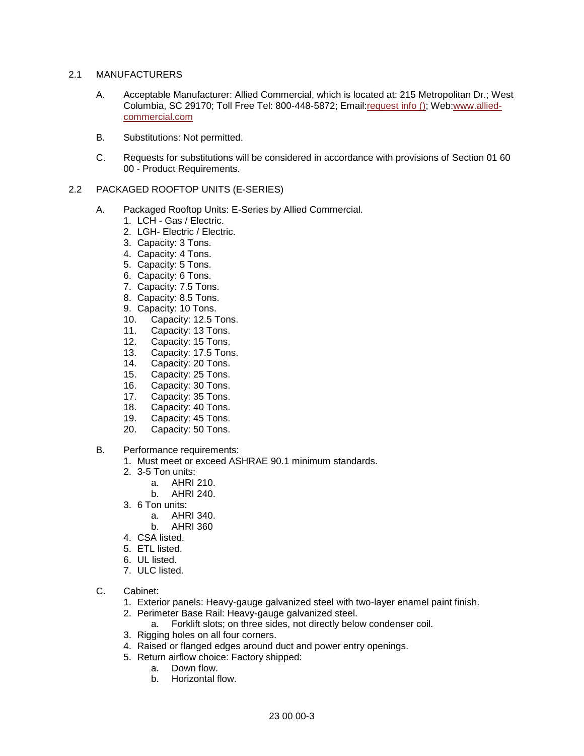## 2.1 MANUFACTURERS

A. Acceptable Manufacturer: Allied Commercial, which is located at: 215 Metropolitan Dr.; West Columbia, SC 29170; Toll Free Tel: 800-448-5872; Email:[request info ()](); Web:[www.allied-commercial.com](www.allied-commercial.com)

B. Substitutions: Not permitted.

C. Requests for substitutions will be considered in accordance with provisions of Section 01 60 00 - Product Requirements.

## 2.2 PACKAGED ROOFTOP UNITS (E-SERIES)

A. Packaged Rooftop Units: E-Series by Allied Commercial.
   1. LCH - Gas / Electric.
   2. LGH- Electric / Electric.
   3. Capacity: 3 Tons.
   4. Capacity: 4 Tons.
   5. Capacity: 5 Tons.
   6. Capacity: 6 Tons.
   7. Capacity: 7.5 Tons.
   8. Capacity: 8.5 Tons.
   9. Capacity: 10 Tons.
   10. Capacity: 12.5 Tons.
   11. Capacity: 13 Tons.
   12. Capacity: 15 Tons.
   13. Capacity: 17.5 Tons.
   14. Capacity: 20 Tons.
   15. Capacity: 25 Tons.
   16. Capacity: 30 Tons.
   17. Capacity: 35 Tons.
   18. Capacity: 40 Tons.
   19. Capacity: 45 Tons.
   20. Capacity: 50 Tons.

B. Performance requirements:
   1. Must meet or exceed ASHRAE 90.1 minimum standards.
   2. 3-5 Ton units:
      a. AHRI 210.
      b. AHRI 240.
   3. 6 Ton units:
      a. AHRI 340.
      b. AHRI 360
   4. CSA listed.
   5. ETL listed.
   6. UL listed.
   7. ULC listed.

C. Cabinet:
   1. Exterior panels: Heavy-gauge galvanized steel with two-layer enamel paint finish.
   2. Perimeter Base Rail: Heavy-gauge galvanized steel.
      a. Forklift slots; on three sides, not directly below condenser coil.
   3. Rigging holes on all four corners.
   4. Raised or flanged edges around duct and power entry openings.
   5. Return airflow choice: Factory shipped:
      a. Down flow.
      b. Horizontal flow.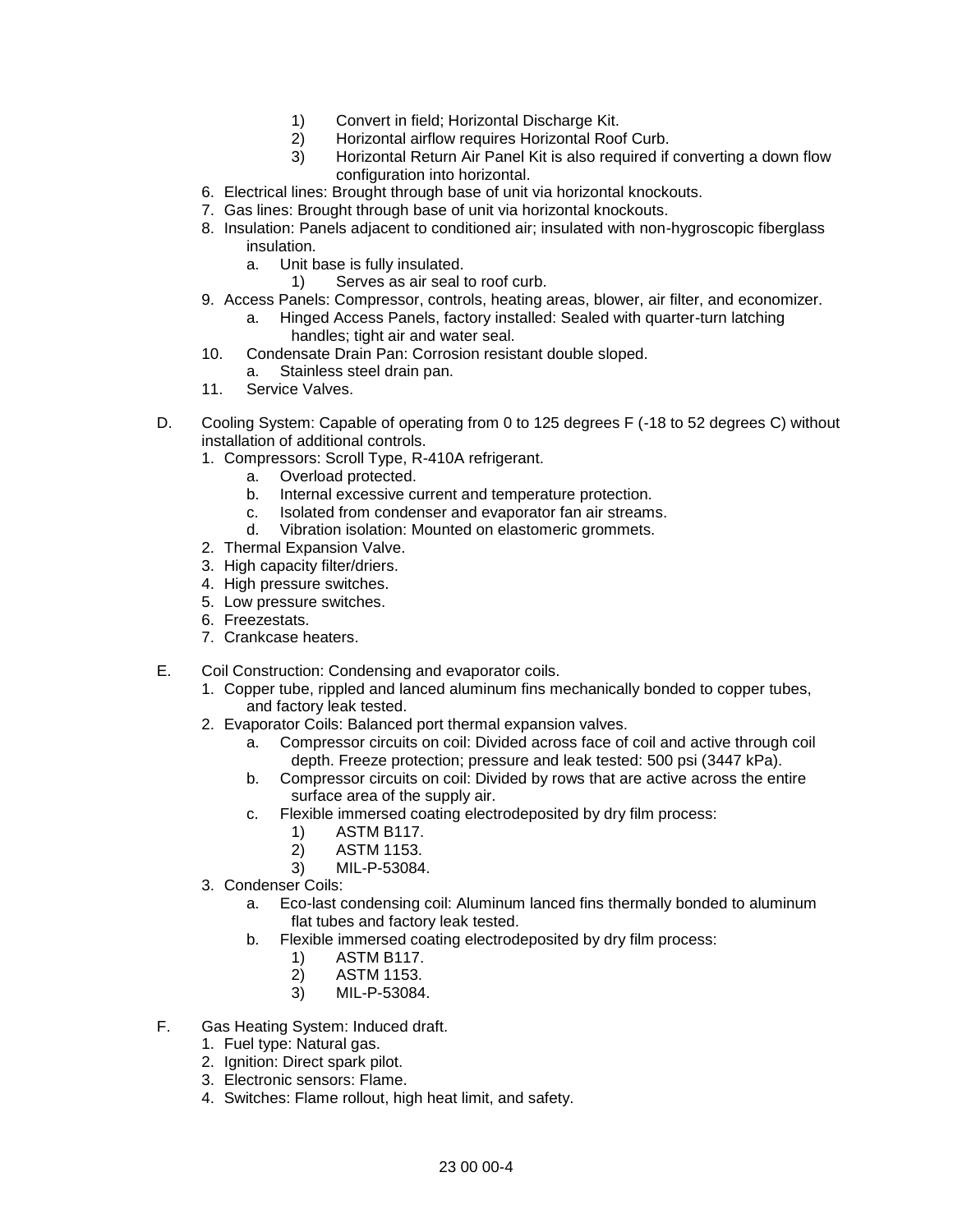1) Convert in field; Horizontal Discharge Kit.
2) Horizontal airflow requires Horizontal Roof Curb.
3) Horizontal Return Air Panel Kit is also required if converting a down flow configuration into horizontal.

6. Electrical lines: Brought through base of unit via horizontal knockouts.
7. Gas lines: Brought through base of unit via horizontal knockouts.
8. Insulation: Panels adjacent to conditioned air; insulated with non-hygroscopic fiberglass insulation.
   a. Unit base is fully insulated.
      1) Serves as air seal to roof curb.
9. Access Panels: Compressor, controls, heating areas, blower, air filter, and economizer.
   a. Hinged Access Panels, factory installed: Sealed with quarter-turn latching handles; tight air and water seal.
10. Condensate Drain Pan: Corrosion resistant double sloped.
    a. Stainless steel drain pan.
11. Service Valves.

D. Cooling System: Capable of operating from 0 to 125 degrees F (-18 to 52 degrees C) without installation of additional controls.
   1. Compressors: Scroll Type, R-410A refrigerant.
      a. Overload protected.
      b. Internal excessive current and temperature protection.
      c. Isolated from condenser and evaporator fan air streams.
      d. Vibration isolation: Mounted on elastomeric grommets.
   2. Thermal Expansion Valve.
   3. High capacity filter/driers.
   4. High pressure switches.
   5. Low pressure switches.
   6. Freezestats.
   7. Crankcase heaters.

E. Coil Construction: Condensing and evaporator coils.
   1. Copper tube, rippled and lanced aluminum fins mechanically bonded to copper tubes, and factory leak tested.
   2. Evaporator Coils: Balanced port thermal expansion valves.
      a. Compressor circuits on coil: Divided across face of coil and active through coil depth. Freeze protection; pressure and leak tested: 500 psi (3447 kPa).
      b. Compressor circuits on coil: Divided by rows that are active across the entire surface area of the supply air.
      c. Flexible immersed coating electrodeposited by dry film process:
         1) ASTM B117.
         2) ASTM 1153.
         3) MIL-P-53084.
   3. Condenser Coils:
      a. Eco-last condensing coil: Aluminum lanced fins thermally bonded to aluminum flat tubes and factory leak tested.
      b. Flexible immersed coating electrodeposited by dry film process:
         1) ASTM B117.
         2) ASTM 1153.
         3) MIL-P-53084.

F. Gas Heating System: Induced draft.
   1. Fuel type: Natural gas.
   2. Ignition: Direct spark pilot.
   3. Electronic sensors: Flame.
   4. Switches: Flame rollout, high heat limit, and safety.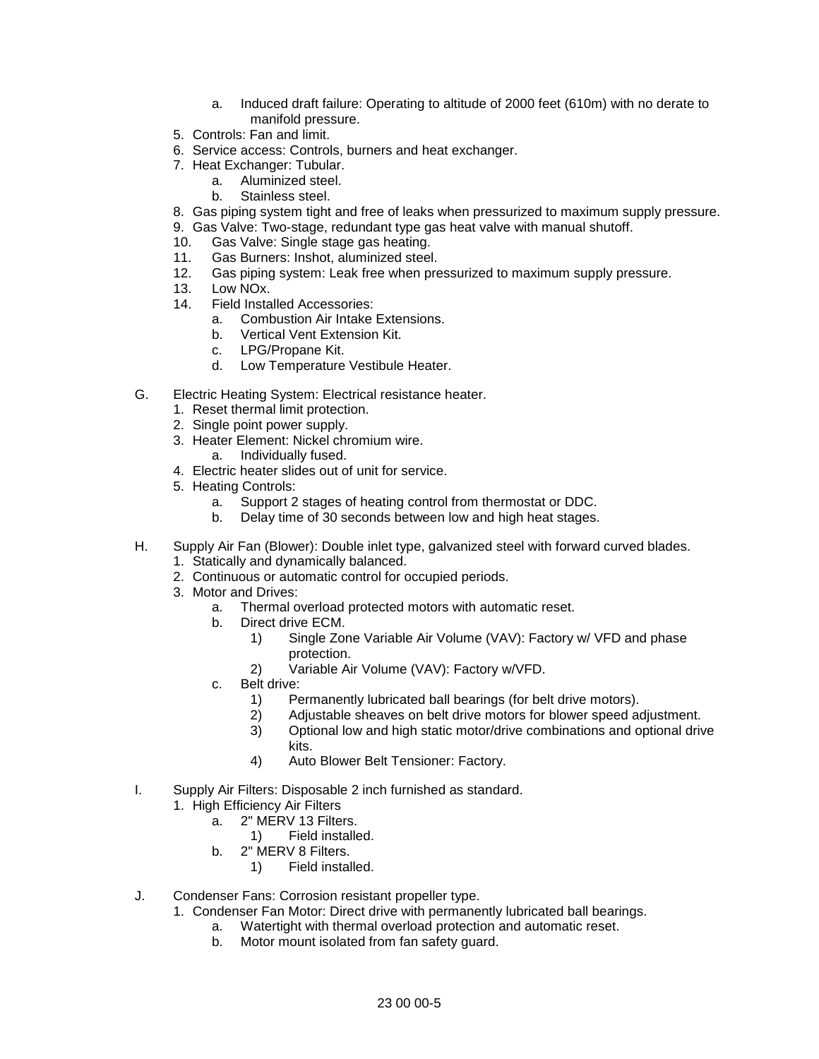a. Induced draft failure: Operating to altitude of 2000 feet (610m) with no derate to manifold pressure.

    5. Controls: Fan and limit.
    6. Service access: Controls, burners and heat exchanger.
    7. Heat Exchanger: Tubular.
        a. Aluminized steel.
        b. Stainless steel.
    8. Gas piping system tight and free of leaks when pressurized to maximum supply pressure.
    9. Gas Valve: Two-stage, redundant type gas heat valve with manual shutoff.
    10. Gas Valve: Single stage gas heating.
    11. Gas Burners: Inshot, aluminized steel.
    12. Gas piping system: Leak free when pressurized to maximum supply pressure.
    13. Low NOx.
    14. Field Installed Accessories:
        a. Combustion Air Intake Extensions.
        b. Vertical Vent Extension Kit.
        c. LPG/Propane Kit.
        d. Low Temperature Vestibule Heater.

G. Electric Heating System: Electrical resistance heater.
    1. Reset thermal limit protection.
    2. Single point power supply.
    3. Heater Element: Nickel chromium wire.
        a. Individually fused.
    4. Electric heater slides out of unit for service.
    5. Heating Controls:
        a. Support 2 stages of heating control from thermostat or DDC.
        b. Delay time of 30 seconds between low and high heat stages.

H. Supply Air Fan (Blower): Double inlet type, galvanized steel with forward curved blades.
    1. Statically and dynamically balanced.
    2. Continuous or automatic control for occupied periods.
    3. Motor and Drives:
        a. Thermal overload protected motors with automatic reset.
        b. Direct drive ECM.
            1) Single Zone Variable Air Volume (VAV): Factory w/ VFD and phase protection.
            2) Variable Air Volume (VAV): Factory w/VFD.
        c. Belt drive:
            1) Permanently lubricated ball bearings (for belt drive motors).
            2) Adjustable sheaves on belt drive motors for blower speed adjustment.
            3) Optional low and high static motor/drive combinations and optional drive kits.
            4) Auto Blower Belt Tensioner: Factory.

I. Supply Air Filters: Disposable 2 inch furnished as standard.
    1. High Efficiency Air Filters
        a. 2" MERV 13 Filters.
            1) Field installed.
        b. 2" MERV 8 Filters.
            1) Field installed.

J. Condenser Fans: Corrosion resistant propeller type.
    1. Condenser Fan Motor: Direct drive with permanently lubricated ball bearings.
        a. Watertight with thermal overload protection and automatic reset.
        b. Motor mount isolated from fan safety guard.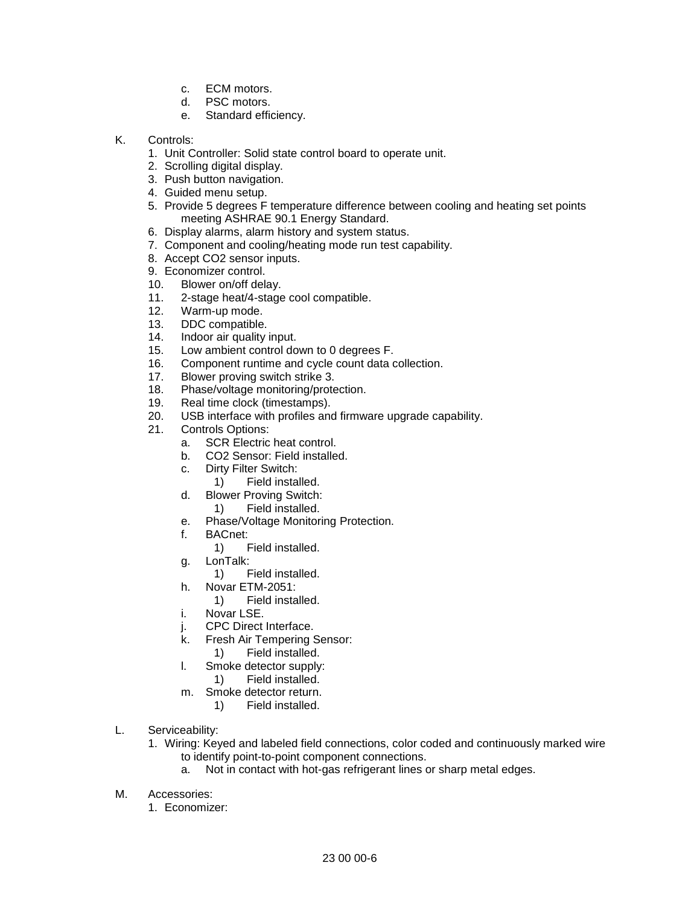c. ECM motors.
d. PSC motors.
e. Standard efficiency.

K. Controls:
1. Unit Controller: Solid state control board to operate unit.
2. Scrolling digital display.
3. Push button navigation.
4. Guided menu setup.
5. Provide 5 degrees F temperature difference between cooling and heating set points meeting ASHRAE 90.1 Energy Standard.
6. Display alarms, alarm history and system status.
7. Component and cooling/heating mode run test capability.
8. Accept CO2 sensor inputs.
9. Economizer control.
10. Blower on/off delay.
11. 2-stage heat/4-stage cool compatible.
12. Warm-up mode.
13. DDC compatible.
14. Indoor air quality input.
15. Low ambient control down to 0 degrees F.
16. Component runtime and cycle count data collection.
17. Blower proving switch strike 3.
18. Phase/voltage monitoring/protection.
19. Real time clock (timestamps).
20. USB interface with profiles and firmware upgrade capability.
21. Controls Options:
    a. SCR Electric heat control.
    b. CO2 Sensor: Field installed.
    c. Dirty Filter Switch:
        1) Field installed.
    d. Blower Proving Switch:
        1) Field installed.
    e. Phase/Voltage Monitoring Protection.
    f. BACnet:
        1) Field installed.
    g. LonTalk:
        1) Field installed.
    h. Novar ETM-2051:
        1) Field installed.
    i. Novar LSE.
    j. CPC Direct Interface.
    k. Fresh Air Tempering Sensor:
        1) Field installed.
    l. Smoke detector supply:
        1) Field installed.
    m. Smoke detector return.
        1) Field installed.

L. Serviceability:
1. Wiring: Keyed and labeled field connections, color coded and continuously marked wire to identify point-to-point component connections.
    a. Not in contact with hot-gas refrigerant lines or sharp metal edges.

M. Accessories:
1. Economizer: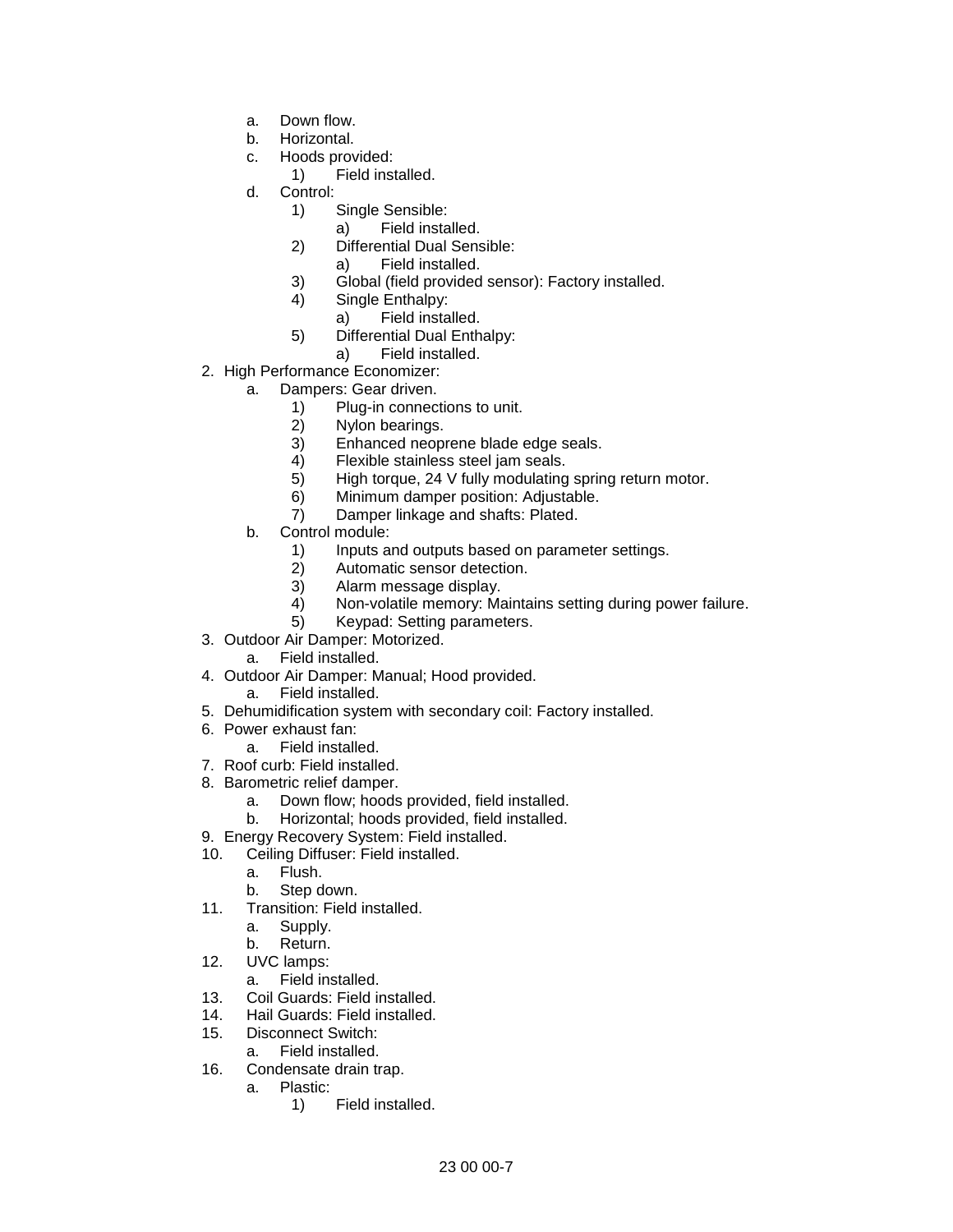- a. Down flow.
- b. Horizontal.
- c. Hoods provided:
  - 1) Field installed.
- d. Control:
  - 1) Single Sensible:
    - a) Field installed.
  - 2) Differential Dual Sensible:
    - a) Field installed.
  - 3) Global (field provided sensor): Factory installed.
  - 4) Single Enthalpy:
    - a) Field installed.
  - 5) Differential Dual Enthalpy:
    - a) Field installed.

2. High Performance Economizer:
   - a. Dampers: Gear driven.
     - 1) Plug-in connections to unit.
     - 2) Nylon bearings.
     - 3) Enhanced neoprene blade edge seals.
     - 4) Flexible stainless steel jam seals.
     - 5) High torque, 24 V fully modulating spring return motor.
     - 6) Minimum damper position: Adjustable.
     - 7) Damper linkage and shafts: Plated.
   - b. Control module:
     - 1) Inputs and outputs based on parameter settings.
     - 2) Automatic sensor detection.
     - 3) Alarm message display.
     - 4) Non-volatile memory: Maintains setting during power failure.
     - 5) Keypad: Setting parameters.
3. Outdoor Air Damper: Motorized.
   - a. Field installed.
4. Outdoor Air Damper: Manual; Hood provided.
   - a. Field installed.
5. Dehumidification system with secondary coil: Factory installed.
6. Power exhaust fan:
   - a. Field installed.
7. Roof curb: Field installed.
8. Barometric relief damper.
   - a. Down flow; hoods provided, field installed.
   - b. Horizontal; hoods provided, field installed.
9. Energy Recovery System: Field installed.
10. Ceiling Diffuser: Field installed.
    - a. Flush.
    - b. Step down.
11. Transition: Field installed.
    - a. Supply.
    - b. Return.
12. UVC lamps:
    - a. Field installed.
13. Coil Guards: Field installed.
14. Hail Guards: Field installed.
15. Disconnect Switch:
    - a. Field installed.
16. Condensate drain trap.
    - a. Plastic:
      - 1) Field installed.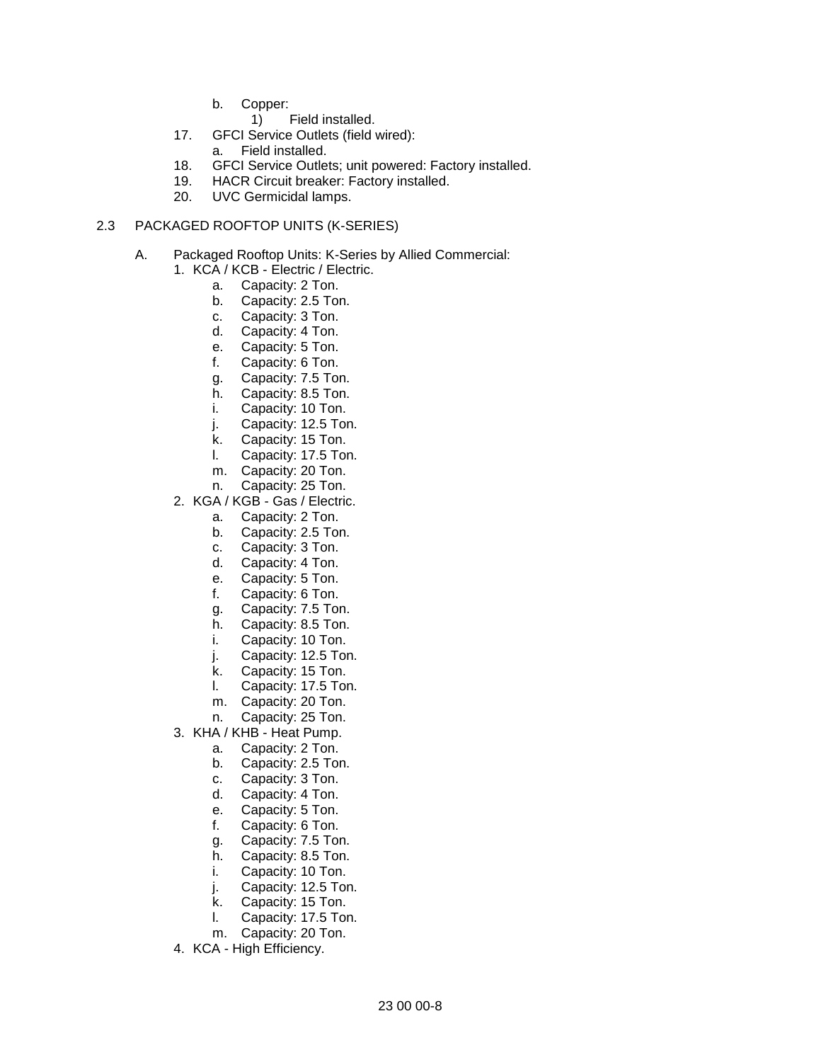b. Copper:
   1) Field installed.

17. GFCI Service Outlets (field wired):
    a. Field installed.
18. GFCI Service Outlets; unit powered: Factory installed.
19. HACR Circuit breaker: Factory installed.
20. UVC Germicidal lamps.

## 2.3 PACKAGED ROOFTOP UNITS (K-SERIES)

A. Packaged Rooftop Units: K-Series by Allied Commercial:

1. KCA / KCB - Electric / Electric.
   a. Capacity: 2 Ton.
   b. Capacity: 2.5 Ton.
   c. Capacity: 3 Ton.
   d. Capacity: 4 Ton.
   e. Capacity: 5 Ton.
   f. Capacity: 6 Ton.
   g. Capacity: 7.5 Ton.
   h. Capacity: 8.5 Ton.
   i. Capacity: 10 Ton.
   j. Capacity: 12.5 Ton.
   k. Capacity: 15 Ton.
   l. Capacity: 17.5 Ton.
   m. Capacity: 20 Ton.
   n. Capacity: 25 Ton.
2. KGA / KGB - Gas / Electric.
   a. Capacity: 2 Ton.
   b. Capacity: 2.5 Ton.
   c. Capacity: 3 Ton.
   d. Capacity: 4 Ton.
   e. Capacity: 5 Ton.
   f. Capacity: 6 Ton.
   g. Capacity: 7.5 Ton.
   h. Capacity: 8.5 Ton.
   i. Capacity: 10 Ton.
   j. Capacity: 12.5 Ton.
   k. Capacity: 15 Ton.
   l. Capacity: 17.5 Ton.
   m. Capacity: 20 Ton.
   n. Capacity: 25 Ton.
3. KHA / KHB - Heat Pump.
   a. Capacity: 2 Ton.
   b. Capacity: 2.5 Ton.
   c. Capacity: 3 Ton.
   d. Capacity: 4 Ton.
   e. Capacity: 5 Ton.
   f. Capacity: 6 Ton.
   g. Capacity: 7.5 Ton.
   h. Capacity: 8.5 Ton.
   i. Capacity: 10 Ton.
   j. Capacity: 12.5 Ton.
   k. Capacity: 15 Ton.
   l. Capacity: 17.5 Ton.
   m. Capacity: 20 Ton.
4. KCA - High Efficiency.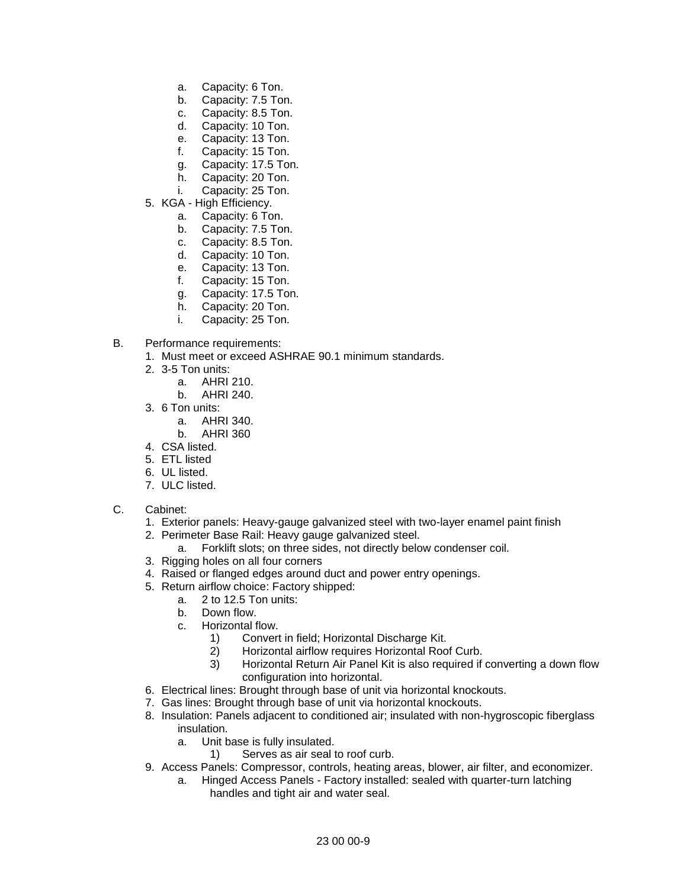- a. Capacity: 6 Ton.
- b. Capacity: 7.5 Ton.
- c. Capacity: 8.5 Ton.
- d. Capacity: 10 Ton.
- e. Capacity: 13 Ton.
- f. Capacity: 15 Ton.
- g. Capacity: 17.5 Ton.
- h. Capacity: 20 Ton.
- i. Capacity: 25 Ton.

5. KGA - High Efficiency.
   - a. Capacity: 6 Ton.
   - b. Capacity: 7.5 Ton.
   - c. Capacity: 8.5 Ton.
   - d. Capacity: 10 Ton.
   - e. Capacity: 13 Ton.
   - f. Capacity: 15 Ton.
   - g. Capacity: 17.5 Ton.
   - h. Capacity: 20 Ton.
   - i. Capacity: 25 Ton.

B. Performance requirements:
1. Must meet or exceed ASHRAE 90.1 minimum standards.
2. 3-5 Ton units:
   - a. AHRI 210.
   - b. AHRI 240.
3. 6 Ton units:
   - a. AHRI 340.
   - b. AHRI 360
4. CSA listed.
5. ETL listed
6. UL listed.
7. ULC listed.

C. Cabinet:
1. Exterior panels: Heavy-gauge galvanized steel with two-layer enamel paint finish
2. Perimeter Base Rail: Heavy gauge galvanized steel.
   - a. Forklift slots; on three sides, not directly below condenser coil.
3. Rigging holes on all four corners
4. Raised or flanged edges around duct and power entry openings.
5. Return airflow choice: Factory shipped:
   - a. 2 to 12.5 Ton units:
   - b. Down flow.
   - c. Horizontal flow.
     - 1) Convert in field; Horizontal Discharge Kit.
     - 2) Horizontal airflow requires Horizontal Roof Curb.
     - 3) Horizontal Return Air Panel Kit is also required if converting a down flow configuration into horizontal.
6. Electrical lines: Brought through base of unit via horizontal knockouts.
7. Gas lines: Brought through base of unit via horizontal knockouts.
8. Insulation: Panels adjacent to conditioned air; insulated with non-hygroscopic fiberglass insulation.
   - a. Unit base is fully insulated.
     - 1) Serves as air seal to roof curb.
9. Access Panels: Compressor, controls, heating areas, blower, air filter, and economizer.
   - a. Hinged Access Panels - Factory installed: sealed with quarter-turn latching handles and tight air and water seal.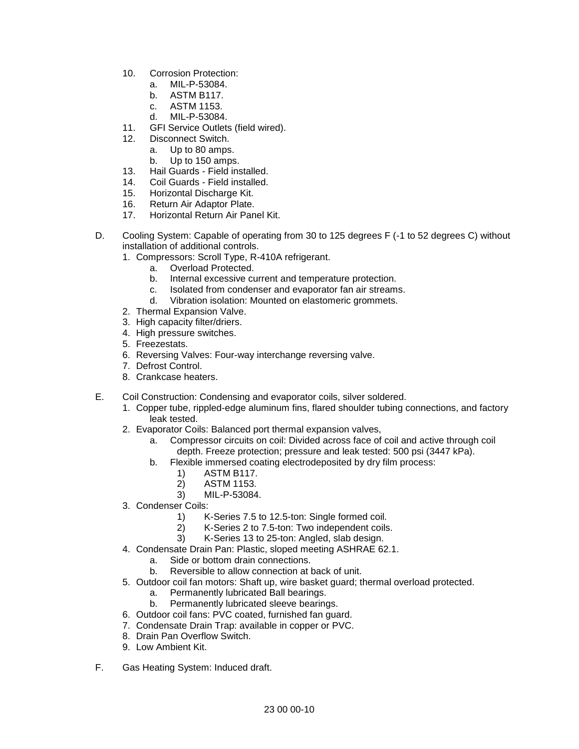10. Corrosion Protection:
    a. MIL-P-53084.
    b. ASTM B117.
    c. ASTM 1153.
    d. MIL-P-53084.
11. GFI Service Outlets (field wired).
12. Disconnect Switch.
    a. Up to 80 amps.
    b. Up to 150 amps.
13. Hail Guards - Field installed.
14. Coil Guards - Field installed.
15. Horizontal Discharge Kit.
16. Return Air Adaptor Plate.
17. Horizontal Return Air Panel Kit.

D. Cooling System: Capable of operating from 30 to 125 degrees F (-1 to 52 degrees C) without installation of additional controls.
   1. Compressors: Scroll Type, R-410A refrigerant.
      a. Overload Protected.
      b. Internal excessive current and temperature protection.
      c. Isolated from condenser and evaporator fan air streams.
      d. Vibration isolation: Mounted on elastomeric grommets.
   2. Thermal Expansion Valve.
   3. High capacity filter/driers.
   4. High pressure switches.
   5. Freezestats.
   6. Reversing Valves: Four-way interchange reversing valve.
   7. Defrost Control.
   8. Crankcase heaters.

E. Coil Construction: Condensing and evaporator coils, silver soldered.
   1. Copper tube, rippled-edge aluminum fins, flared shoulder tubing connections, and factory leak tested.
   2. Evaporator Coils: Balanced port thermal expansion valves,
      a. Compressor circuits on coil: Divided across face of coil and active through coil depth. Freeze protection; pressure and leak tested: 500 psi (3447 kPa).
      b. Flexible immersed coating electrodeposited by dry film process:
         1) ASTM B117.
         2) ASTM 1153.
         3) MIL-P-53084.
   3. Condenser Coils:
         1) K-Series 7.5 to 12.5-ton: Single formed coil.
         2) K-Series 2 to 7.5-ton: Two independent coils.
         3) K-Series 13 to 25-ton: Angled, slab design.
   4. Condensate Drain Pan: Plastic, sloped meeting ASHRAE 62.1.
      a. Side or bottom drain connections.
      b. Reversible to allow connection at back of unit.
   5. Outdoor coil fan motors: Shaft up, wire basket guard; thermal overload protected.
      a. Permanently lubricated Ball bearings.
      b. Permanently lubricated sleeve bearings.
   6. Outdoor coil fans: PVC coated, furnished fan guard.
   7. Condensate Drain Trap: available in copper or PVC.
   8. Drain Pan Overflow Switch.
   9. Low Ambient Kit.

F. Gas Heating System: Induced draft.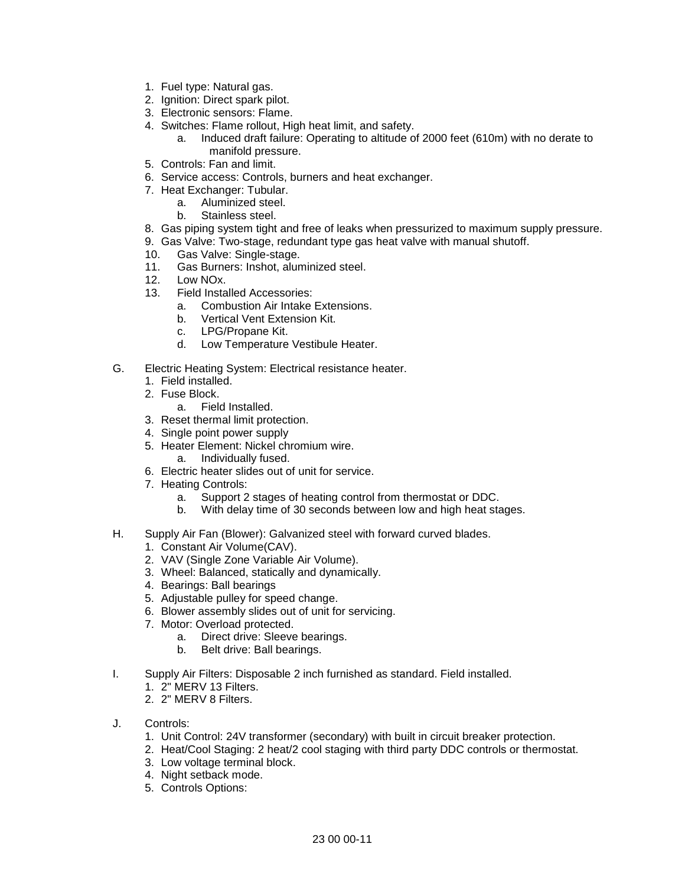1. Fuel type: Natural gas.
2. Ignition: Direct spark pilot.
3. Electronic sensors: Flame.
4. Switches: Flame rollout, High heat limit, and safety.
    a. Induced draft failure: Operating to altitude of 2000 feet (610m) with no derate to manifold pressure.
5. Controls: Fan and limit.
6. Service access: Controls, burners and heat exchanger.
7. Heat Exchanger: Tubular.
    a. Aluminized steel.
    b. Stainless steel.
8. Gas piping system tight and free of leaks when pressurized to maximum supply pressure.
9. Gas Valve: Two-stage, redundant type gas heat valve with manual shutoff.
10. Gas Valve: Single-stage.
11. Gas Burners: Inshot, aluminized steel.
12. Low NOx.
13. Field Installed Accessories:
    a. Combustion Air Intake Extensions.
    b. Vertical Vent Extension Kit.
    c. LPG/Propane Kit.
    d. Low Temperature Vestibule Heater.

G. Electric Heating System: Electrical resistance heater.
1. Field installed.
2. Fuse Block.
    a. Field Installed.
3. Reset thermal limit protection.
4. Single point power supply
5. Heater Element: Nickel chromium wire.
    a. Individually fused.
6. Electric heater slides out of unit for service.
7. Heating Controls:
    a. Support 2 stages of heating control from thermostat or DDC.
    b. With delay time of 30 seconds between low and high heat stages.

H. Supply Air Fan (Blower): Galvanized steel with forward curved blades.
1. Constant Air Volume(CAV).
2. VAV (Single Zone Variable Air Volume).
3. Wheel: Balanced, statically and dynamically.
4. Bearings: Ball bearings
5. Adjustable pulley for speed change.
6. Blower assembly slides out of unit for servicing.
7. Motor: Overload protected.
    a. Direct drive: Sleeve bearings.
    b. Belt drive: Ball bearings.

I. Supply Air Filters: Disposable 2 inch furnished as standard. Field installed.
1. 2" MERV 13 Filters.
2. 2" MERV 8 Filters.

J. Controls:
1. Unit Control: 24V transformer (secondary) with built in circuit breaker protection.
2. Heat/Cool Staging: 2 heat/2 cool staging with third party DDC controls or thermostat.
3. Low voltage terminal block.
4. Night setback mode.
5. Controls Options: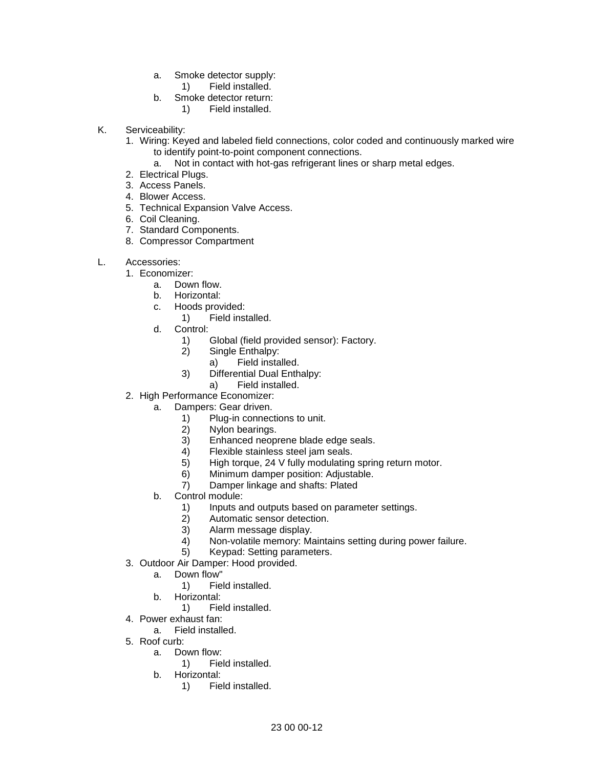a. Smoke detector supply:
   1) Field installed.
b. Smoke detector return:
   1) Field installed.

K. Serviceability:
   1. Wiring: Keyed and labeled field connections, color coded and continuously marked wire to identify point-to-point component connections.
      a. Not in contact with hot-gas refrigerant lines or sharp metal edges.
   2. Electrical Plugs.
   3. Access Panels.
   4. Blower Access.
   5. Technical Expansion Valve Access.
   6. Coil Cleaning.
   7. Standard Components.
   8. Compressor Compartment

L. Accessories:
   1. Economizer:
      a. Down flow.
      b. Horizontal:
      c. Hoods provided:
         1) Field installed.
      d. Control:
         1) Global (field provided sensor): Factory.
         2) Single Enthalpy:
            a) Field installed.
         3) Differential Dual Enthalpy:
            a) Field installed.
   2. High Performance Economizer:
      a. Dampers: Gear driven.
         1) Plug-in connections to unit.
         2) Nylon bearings.
         3) Enhanced neoprene blade edge seals.
         4) Flexible stainless steel jam seals.
         5) High torque, 24 V fully modulating spring return motor.
         6) Minimum damper position: Adjustable.
         7) Damper linkage and shafts: Plated
      b. Control module:
         1) Inputs and outputs based on parameter settings.
         2) Automatic sensor detection.
         3) Alarm message display.
         4) Non-volatile memory: Maintains setting during power failure.
         5) Keypad: Setting parameters.
   3. Outdoor Air Damper: Hood provided.
      a. Down flow"
         1) Field installed.
      b. Horizontal:
         1) Field installed.
   4. Power exhaust fan:
      a. Field installed.
   5. Roof curb:
      a. Down flow:
         1) Field installed.
      b. Horizontal:
         1) Field installed.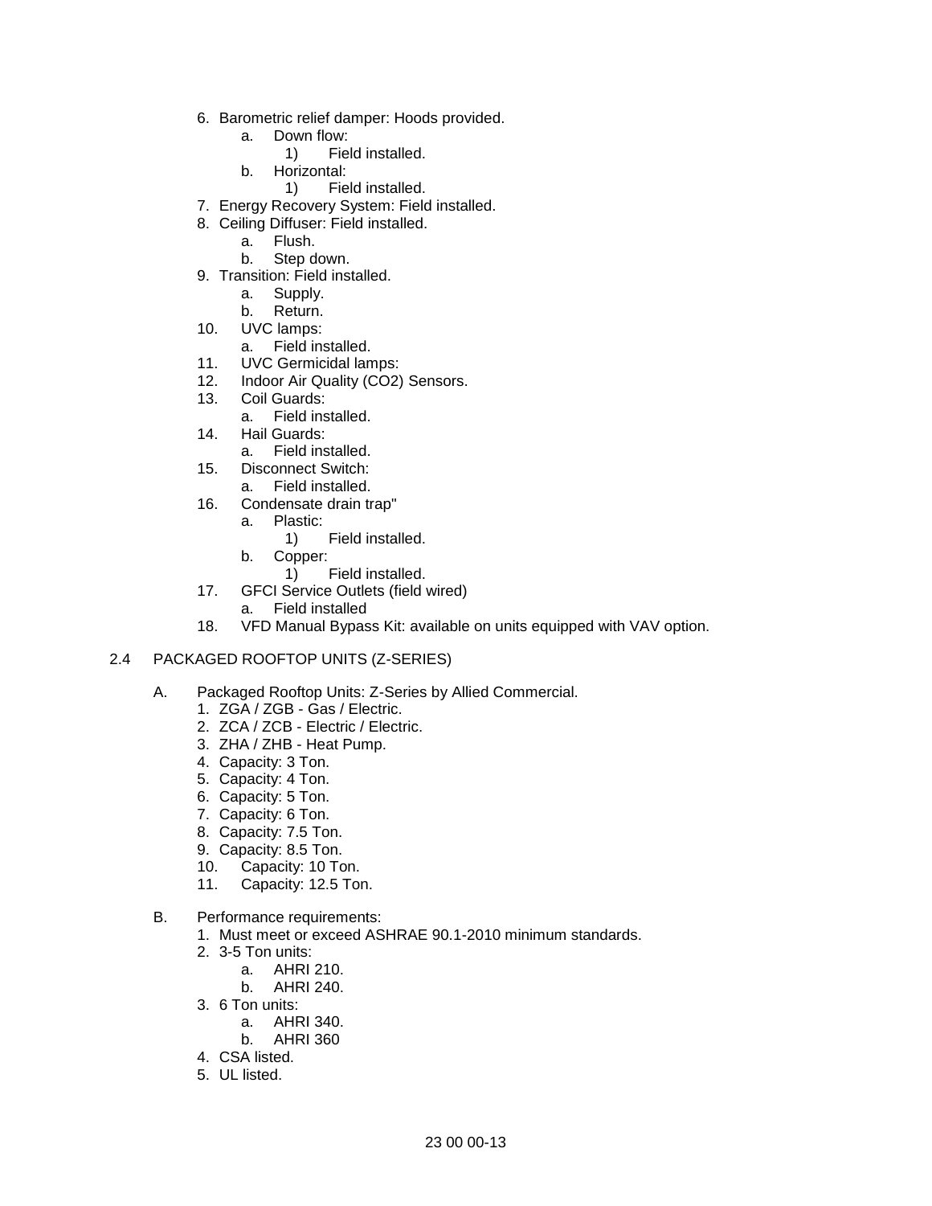6. Barometric relief damper: Hoods provided.
    a. Down flow:
        1) Field installed.
    b. Horizontal:
        1) Field installed.
7. Energy Recovery System: Field installed.
8. Ceiling Diffuser: Field installed.
    a. Flush.
    b. Step down.
9. Transition: Field installed.
    a. Supply.
    b. Return.
10. UVC lamps:
    a. Field installed.
11. UVC Germicidal lamps:
12. Indoor Air Quality ($CO_2$) Sensors.
13. Coil Guards:
    a. Field installed.
14. Hail Guards:
    a. Field installed.
15. Disconnect Switch:
    a. Field installed.
16. Condensate drain trap"
    a. Plastic:
        1) Field installed.
    b. Copper:
        1) Field installed.
17. GFCI Service Outlets (field wired)
    a. Field installed
18. VFD Manual Bypass Kit: available on units equipped with VAV option.

## 2.4 PACKAGED ROOFTOP UNITS (Z-SERIES)

A. Packaged Rooftop Units: Z-Series by Allied Commercial.
1. ZGA / ZGB - Gas / Electric.
2. ZCA / ZCB - Electric / Electric.
3. ZHA / ZHB - Heat Pump.
4. Capacity: 3 Ton.
5. Capacity: 4 Ton.
6. Capacity: 5 Ton.
7. Capacity: 6 Ton.
8. Capacity: 7.5 Ton.
9. Capacity: 8.5 Ton.
10. Capacity: 10 Ton.
11. Capacity: 12.5 Ton.

B. Performance requirements:
1. Must meet or exceed ASHRAE 90.1-2010 minimum standards.
2. 3-5 Ton units:
    a. AHRI 210.
    b. AHRI 240.
3. 6 Ton units:
    a. AHRI 340.
    b. AHRI 360
4. CSA listed.
5. UL listed.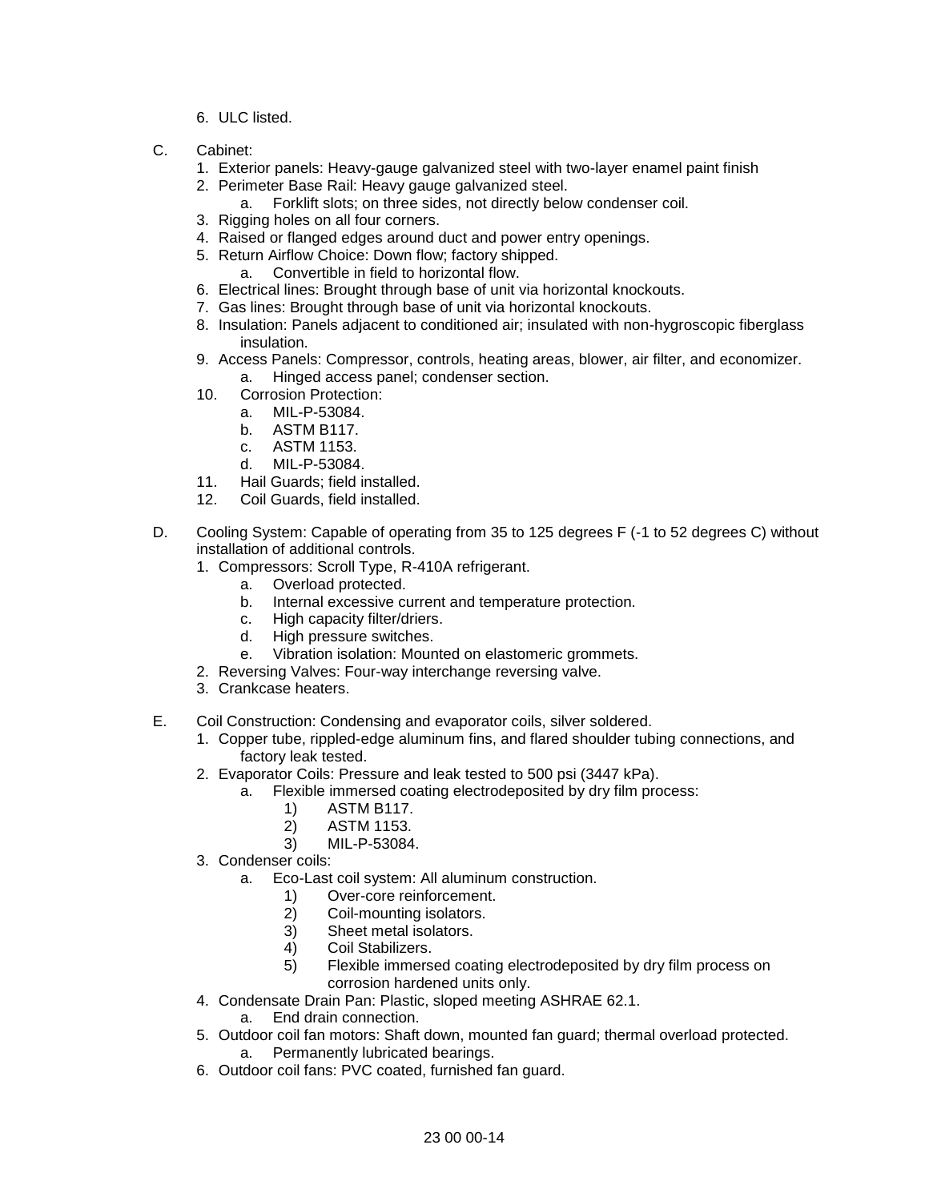6. ULC listed.

C. Cabinet:
   1. Exterior panels: Heavy-gauge galvanized steel with two-layer enamel paint finish
   2. Perimeter Base Rail: Heavy gauge galvanized steel.
      a. Forklift slots; on three sides, not directly below condenser coil.
   3. Rigging holes on all four corners.
   4. Raised or flanged edges around duct and power entry openings.
   5. Return Airflow Choice: Down flow; factory shipped.
      a. Convertible in field to horizontal flow.
   6. Electrical lines: Brought through base of unit via horizontal knockouts.
   7. Gas lines: Brought through base of unit via horizontal knockouts.
   8. Insulation: Panels adjacent to conditioned air; insulated with non-hygroscopic fiberglass insulation.
   9. Access Panels: Compressor, controls, heating areas, blower, air filter, and economizer.
      a. Hinged access panel; condenser section.
   10. Corrosion Protection:
       a. MIL-P-53084.
       b. ASTM B117.
       c. ASTM 1153.
       d. MIL-P-53084.
   11. Hail Guards; field installed.
   12. Coil Guards, field installed.

D. Cooling System: Capable of operating from 35 to 125 degrees F (-1 to 52 degrees C) without installation of additional controls.
   1. Compressors: Scroll Type, R-410A refrigerant.
      a. Overload protected.
      b. Internal excessive current and temperature protection.
      c. High capacity filter/driers.
      d. High pressure switches.
      e. Vibration isolation: Mounted on elastomeric grommets.
   2. Reversing Valves: Four-way interchange reversing valve.
   3. Crankcase heaters.

E. Coil Construction: Condensing and evaporator coils, silver soldered.
   1. Copper tube, rippled-edge aluminum fins, and flared shoulder tubing connections, and factory leak tested.
   2. Evaporator Coils: Pressure and leak tested to 500 psi (3447 kPa).
      a. Flexible immersed coating electrodeposited by dry film process:
         1) ASTM B117.
         2) ASTM 1153.
         3) MIL-P-53084.
   3. Condenser coils:
      a. Eco-Last coil system: All aluminum construction.
         1) Over-core reinforcement.
         2) Coil-mounting isolators.
         3) Sheet metal isolators.
         4) Coil Stabilizers.
         5) Flexible immersed coating electrodeposited by dry film process on corrosion hardened units only.
   4. Condensate Drain Pan: Plastic, sloped meeting ASHRAE 62.1.
      a. End drain connection.
   5. Outdoor coil fan motors: Shaft down, mounted fan guard; thermal overload protected.
      a. Permanently lubricated bearings.
   6. Outdoor coil fans: PVC coated, furnished fan guard.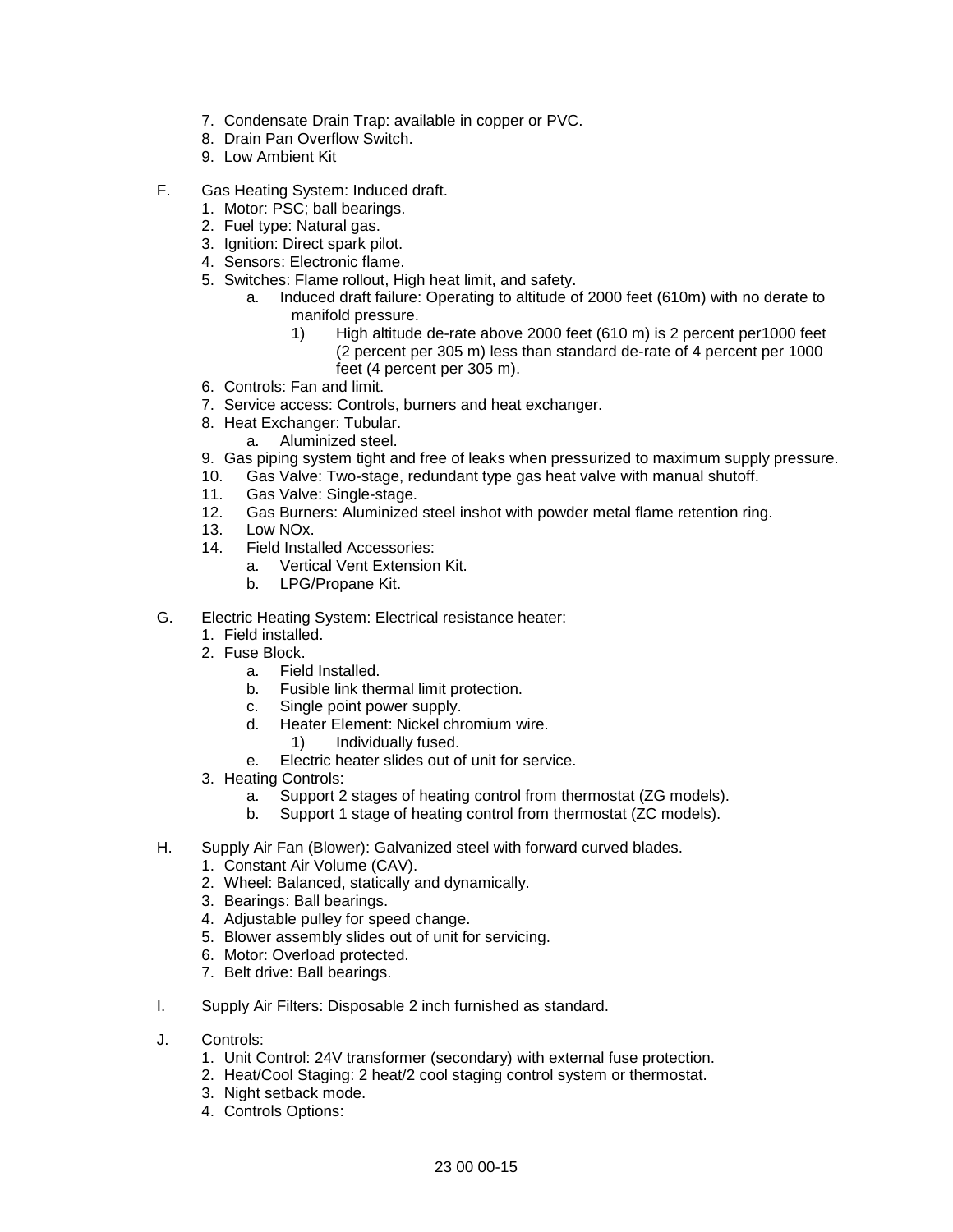7. Condensate Drain Trap: available in copper or PVC.
8. Drain Pan Overflow Switch.
9. Low Ambient Kit

F. Gas Heating System: Induced draft.
   1. Motor: PSC; ball bearings.
   2. Fuel type: Natural gas.
   3. Ignition: Direct spark pilot.
   4. Sensors: Electronic flame.
   5. Switches: Flame rollout, High heat limit, and safety.
      a. Induced draft failure: Operating to altitude of 2000 feet (610m) with no derate to manifold pressure.
         1) High altitude de-rate above 2000 feet (610 m) is 2 percent per1000 feet (2 percent per 305 m) less than standard de-rate of 4 percent per 1000 feet (4 percent per 305 m).
   6. Controls: Fan and limit.
   7. Service access: Controls, burners and heat exchanger.
   8. Heat Exchanger: Tubular.
      a. Aluminized steel.
   9. Gas piping system tight and free of leaks when pressurized to maximum supply pressure.
   10. Gas Valve: Two-stage, redundant type gas heat valve with manual shutoff.
   11. Gas Valve: Single-stage.
   12. Gas Burners: Aluminized steel inshot with powder metal flame retention ring.
   13. Low NOx.
   14. Field Installed Accessories:
      a. Vertical Vent Extension Kit.
      b. LPG/Propane Kit.

G. Electric Heating System: Electrical resistance heater:
   1. Field installed.
   2. Fuse Block.
      a. Field Installed.
      b. Fusible link thermal limit protection.
      c. Single point power supply.
      d. Heater Element: Nickel chromium wire.
         1) Individually fused.
      e. Electric heater slides out of unit for service.
   3. Heating Controls:
      a. Support 2 stages of heating control from thermostat (ZG models).
      b. Support 1 stage of heating control from thermostat (ZC models).

H. Supply Air Fan (Blower): Galvanized steel with forward curved blades.
   1. Constant Air Volume (CAV).
   2. Wheel: Balanced, statically and dynamically.
   3. Bearings: Ball bearings.
   4. Adjustable pulley for speed change.
   5. Blower assembly slides out of unit for servicing.
   6. Motor: Overload protected.
   7. Belt drive: Ball bearings.

I. Supply Air Filters: Disposable 2 inch furnished as standard.

J. Controls:
   1. Unit Control: 24V transformer (secondary) with external fuse protection.
   2. Heat/Cool Staging: 2 heat/2 cool staging control system or thermostat.
   3. Night setback mode.
   4. Controls Options: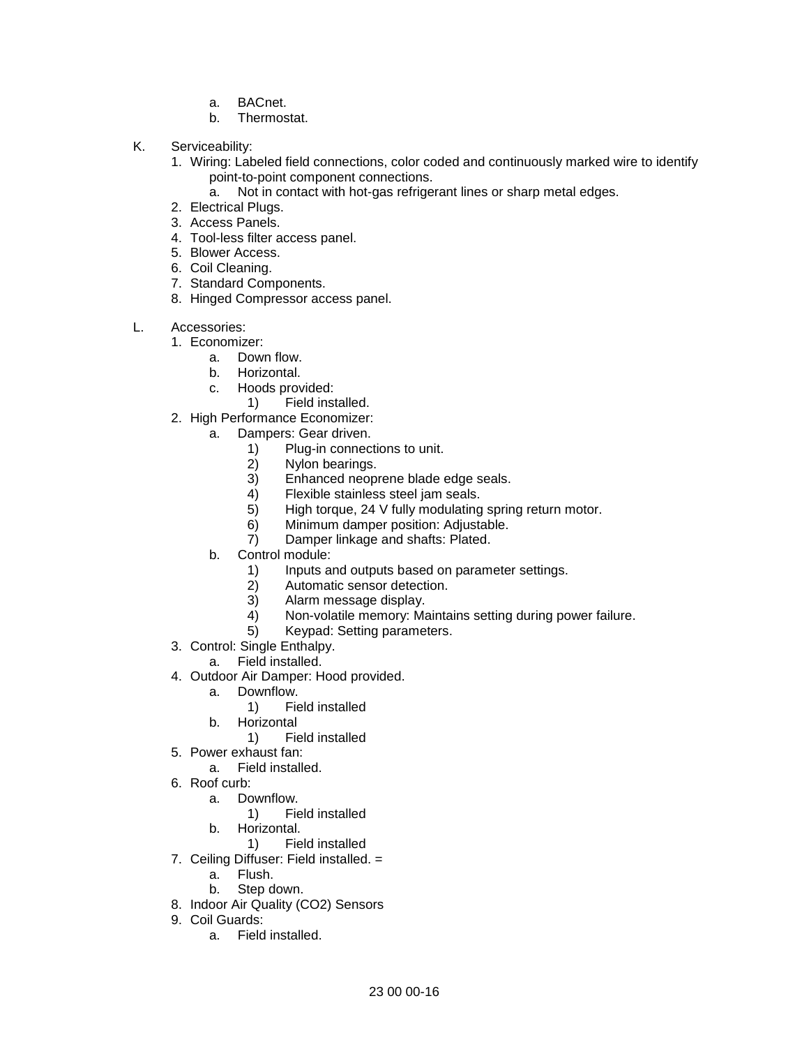a. BACnet.
b. Thermostat.

K. Serviceability:

1. Wiring: Labeled field connections, color coded and continuously marked wire to identify point-to-point component connections.
   a. Not in contact with hot-gas refrigerant lines or sharp metal edges.
2. Electrical Plugs.
3. Access Panels.
4. Tool-less filter access panel.
5. Blower Access.
6. Coil Cleaning.
7. Standard Components.
8. Hinged Compressor access panel.

L. Accessories:

1. Economizer:
   a. Down flow.
   b. Horizontal.
   c. Hoods provided:
      1) Field installed.
2. High Performance Economizer:
   a. Dampers: Gear driven.
      1) Plug-in connections to unit.
      2) Nylon bearings.
      3) Enhanced neoprene blade edge seals.
      4) Flexible stainless steel jam seals.
      5) High torque, 24 V fully modulating spring return motor.
      6) Minimum damper position: Adjustable.
      7) Damper linkage and shafts: Plated.
   b. Control module:
      1) Inputs and outputs based on parameter settings.
      2) Automatic sensor detection.
      3) Alarm message display.
      4) Non-volatile memory: Maintains setting during power failure.
      5) Keypad: Setting parameters.
3. Control: Single Enthalpy.
   a. Field installed.
4. Outdoor Air Damper: Hood provided.
   a. Downflow.
      1) Field installed
   b. Horizontal
      1) Field installed
5. Power exhaust fan:
   a. Field installed.
6. Roof curb:
   a. Downflow.
      1) Field installed
   b. Horizontal.
      1) Field installed
7. Ceiling Diffuser: Field installed. =
   a. Flush.
   b. Step down.
8. Indoor Air Quality (CO2) Sensors
9. Coil Guards:
   a. Field installed.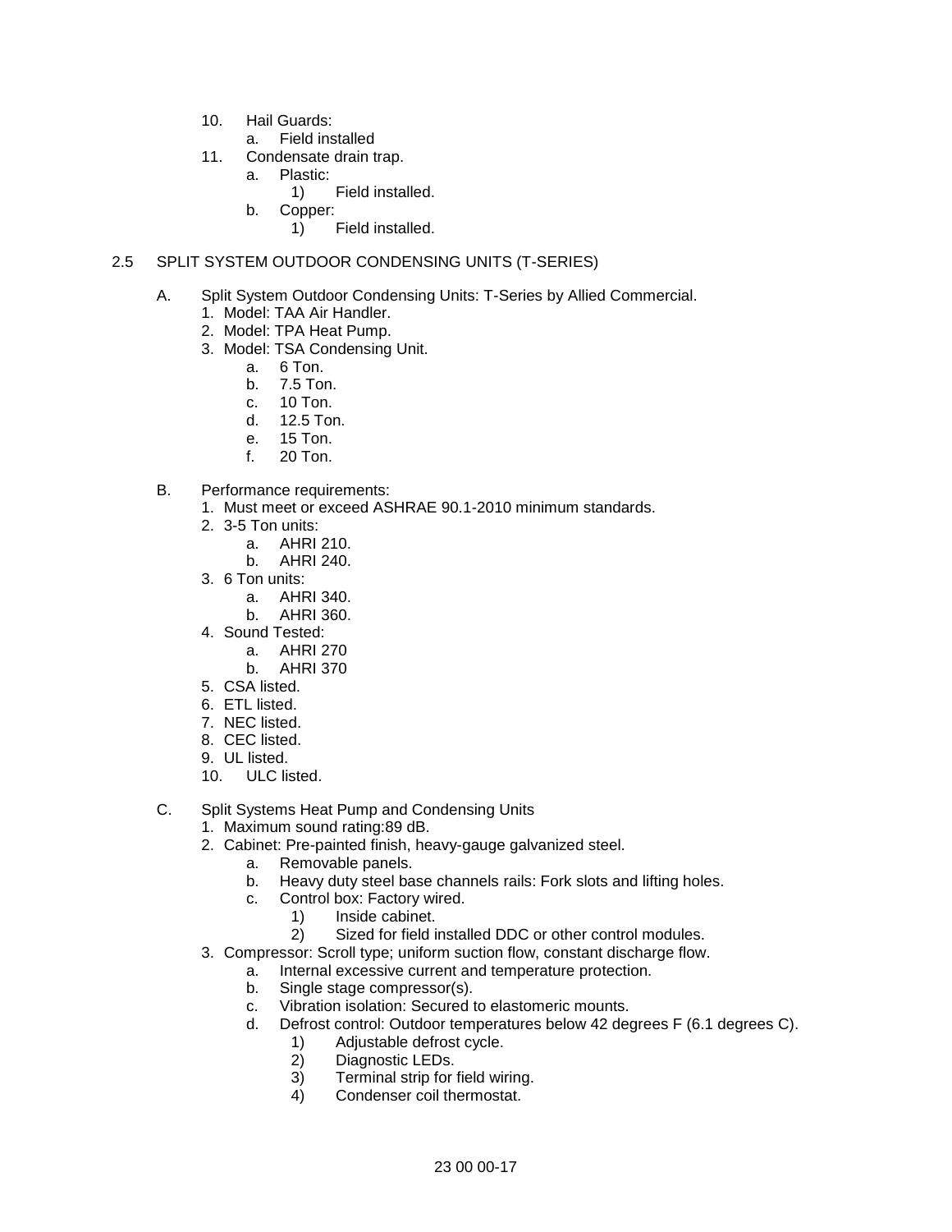10. Hail Guards:
    a. Field installed
11. Condensate drain trap.
    a. Plastic:
        1) Field installed.
    b. Copper:
        1) Field installed.

## 2.5 SPLIT SYSTEM OUTDOOR CONDENSING UNITS (T-SERIES)

A. Split System Outdoor Condensing Units: T-Series by Allied Commercial.
   1. Model: TAA Air Handler.
   2. Model: TPA Heat Pump.
   3. Model: TSA Condensing Unit.
      a. 6 Ton.
      b. 7.5 Ton.
      c. 10 Ton.
      d. 12.5 Ton.
      e. 15 Ton.
      f. 20 Ton.

B. Performance requirements:
   1. Must meet or exceed ASHRAE 90.1-2010 minimum standards.
   2. 3-5 Ton units:
      a. AHRI 210.
      b. AHRI 240.
   3. 6 Ton units:
      a. AHRI 340.
      b. AHRI 360.
   4. Sound Tested:
      a. AHRI 270
      b. AHRI 370
   5. CSA listed.
   6. ETL listed.
   7. NEC listed.
   8. CEC listed.
   9. UL listed.
   10. ULC listed.

C. Split Systems Heat Pump and Condensing Units
   1. Maximum sound rating:89 dB.
   2. Cabinet: Pre-painted finish, heavy-gauge galvanized steel.
      a. Removable panels.
      b. Heavy duty steel base channels rails: Fork slots and lifting holes.
      c. Control box: Factory wired.
         1) Inside cabinet.
         2) Sized for field installed DDC or other control modules.
   3. Compressor: Scroll type; uniform suction flow, constant discharge flow.
      a. Internal excessive current and temperature protection.
      b. Single stage compressor(s).
      c. Vibration isolation: Secured to elastomeric mounts.
      d. Defrost control: Outdoor temperatures below 42 degrees F (6.1 degrees C).
         1) Adjustable defrost cycle.
         2) Diagnostic LEDs.
         3) Terminal strip for field wiring.
         4) Condenser coil thermostat.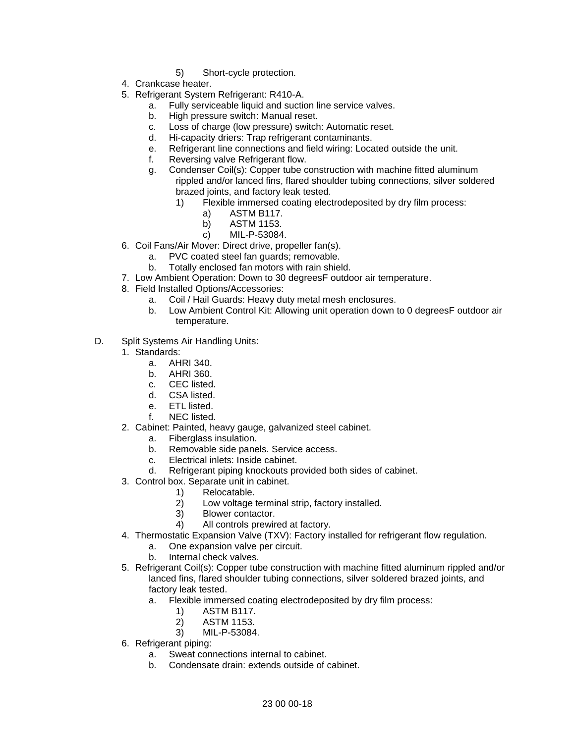5) Short-cycle protection.

4. Crankcase heater.
5. Refrigerant System Refrigerant: R410-A.
    a. Fully serviceable liquid and suction line service valves.
    b. High pressure switch: Manual reset.
    c. Loss of charge (low pressure) switch: Automatic reset.
    d. Hi-capacity driers: Trap refrigerant contaminants.
    e. Refrigerant line connections and field wiring: Located outside the unit.
    f. Reversing valve Refrigerant flow.
    g. Condenser Coil(s): Copper tube construction with machine fitted aluminum rippled and/or lanced fins, flared shoulder tubing connections, silver soldered brazed joints, and factory leak tested.
        1) Flexible immersed coating electrodeposited by dry film process:
            a) ASTM B117.
            b) ASTM 1153.
            c) MIL-P-53084.
6. Coil Fans/Air Mover: Direct drive, propeller fan(s).
    a. PVC coated steel fan guards; removable.
    b. Totally enclosed fan motors with rain shield.
7. Low Ambient Operation: Down to 30 degreesF outdoor air temperature.
8. Field Installed Options/Accessories:
    a. Coil / Hail Guards: Heavy duty metal mesh enclosures.
    b. Low Ambient Control Kit: Allowing unit operation down to 0 degreesF outdoor air temperature.

D. Split Systems Air Handling Units:

1. Standards:
    a. AHRI 340.
    b. AHRI 360.
    c. CEC listed.
    d. CSA listed.
    e. ETL listed.
    f. NEC listed.
2. Cabinet: Painted, heavy gauge, galvanized steel cabinet.
    a. Fiberglass insulation.
    b. Removable side panels. Service access.
    c. Electrical inlets: Inside cabinet.
    d. Refrigerant piping knockouts provided both sides of cabinet.
3. Control box. Separate unit in cabinet.
    1) Relocatable.
    2) Low voltage terminal strip, factory installed.
    3) Blower contactor.
    4) All controls prewired at factory.
4. Thermostatic Expansion Valve (TXV): Factory installed for refrigerant flow regulation.
    a. One expansion valve per circuit.
    b. Internal check valves.
5. Refrigerant Coil(s): Copper tube construction with machine fitted aluminum rippled and/or lanced fins, flared shoulder tubing connections, silver soldered brazed joints, and factory leak tested.
    a. Flexible immersed coating electrodeposited by dry film process:
        1) ASTM B117.
        2) ASTM 1153.
        3) MIL-P-53084.
6. Refrigerant piping:
    a. Sweat connections internal to cabinet.
    b. Condensate drain: extends outside of cabinet.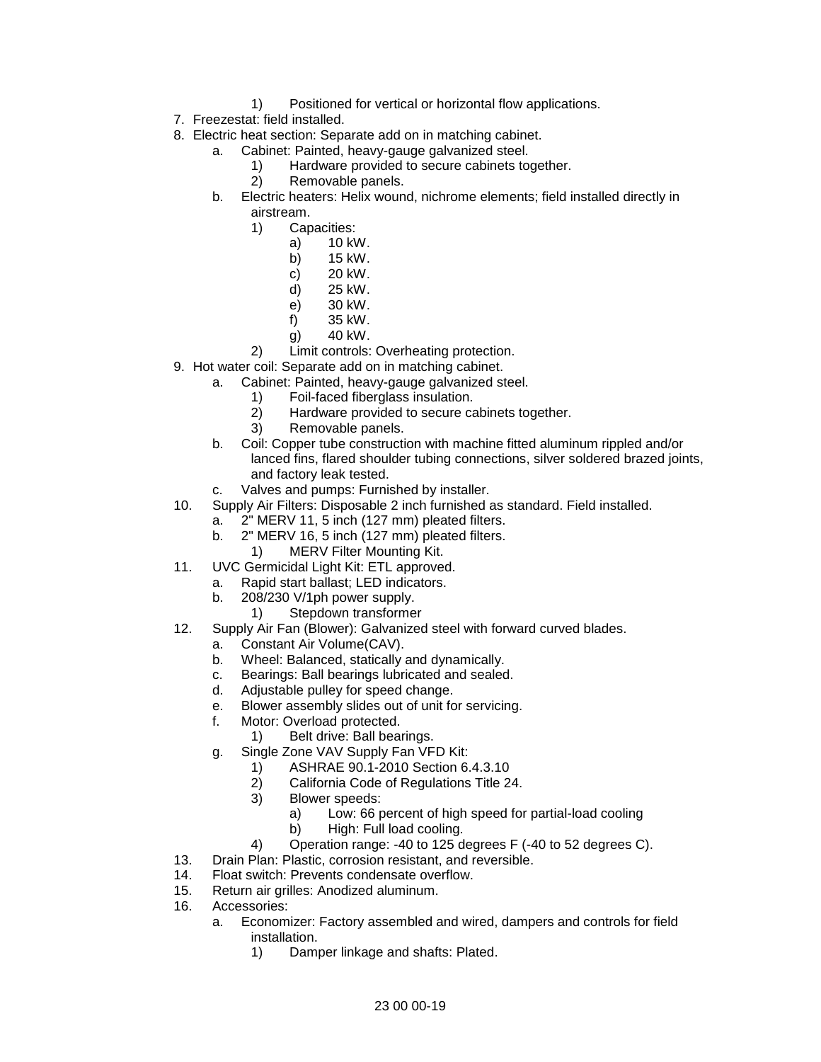1) Positioned for vertical or horizontal flow applications.

7. Freezestat: field installed.
8. Electric heat section: Separate add on in matching cabinet.
    a. Cabinet: Painted, heavy-gauge galvanized steel.
        1) Hardware provided to secure cabinets together.
        2) Removable panels.
    b. Electric heaters: Helix wound, nichrome elements; field installed directly in airstream.
        1) Capacities:
            a) 10 kW.
            b) 15 kW.
            c) 20 kW.
            d) 25 kW.
            e) 30 kW.
            f) 35 kW.
            g) 40 kW.
        2) Limit controls: Overheating protection.
9. Hot water coil: Separate add on in matching cabinet.
    a. Cabinet: Painted, heavy-gauge galvanized steel.
        1) Foil-faced fiberglass insulation.
        2) Hardware provided to secure cabinets together.
        3) Removable panels.
    b. Coil: Copper tube construction with machine fitted aluminum rippled and/or lanced fins, flared shoulder tubing connections, silver soldered brazed joints, and factory leak tested.
    c. Valves and pumps: Furnished by installer.
10. Supply Air Filters: Disposable 2 inch furnished as standard. Field installed.
    a. 2" MERV 11, 5 inch (127 mm) pleated filters.
    b. 2" MERV 16, 5 inch (127 mm) pleated filters.
        1) MERV Filter Mounting Kit.
11. UVC Germicidal Light Kit: ETL approved.
    a. Rapid start ballast; LED indicators.
    b. 208/230 V/1ph power supply.
        1) Stepdown transformer
12. Supply Air Fan (Blower): Galvanized steel with forward curved blades.
    a. Constant Air Volume(CAV).
    b. Wheel: Balanced, statically and dynamically.
    c. Bearings: Ball bearings lubricated and sealed.
    d. Adjustable pulley for speed change.
    e. Blower assembly slides out of unit for servicing.
    f. Motor: Overload protected.
        1) Belt drive: Ball bearings.
    g. Single Zone VAV Supply Fan VFD Kit:
        1) ASHRAE 90.1-2010 Section 6.4.3.10
        2) California Code of Regulations Title 24.
        3) Blower speeds:
            a) Low: 66 percent of high speed for partial-load cooling
            b) High: Full load cooling.
        4) Operation range: -40 to 125 degrees F (-40 to 52 degrees C).
13. Drain Plan: Plastic, corrosion resistant, and reversible.
14. Float switch: Prevents condensate overflow.
15. Return air grilles: Anodized aluminum.
16. Accessories:
    a. Economizer: Factory assembled and wired, dampers and controls for field installation.
        1) Damper linkage and shafts: Plated.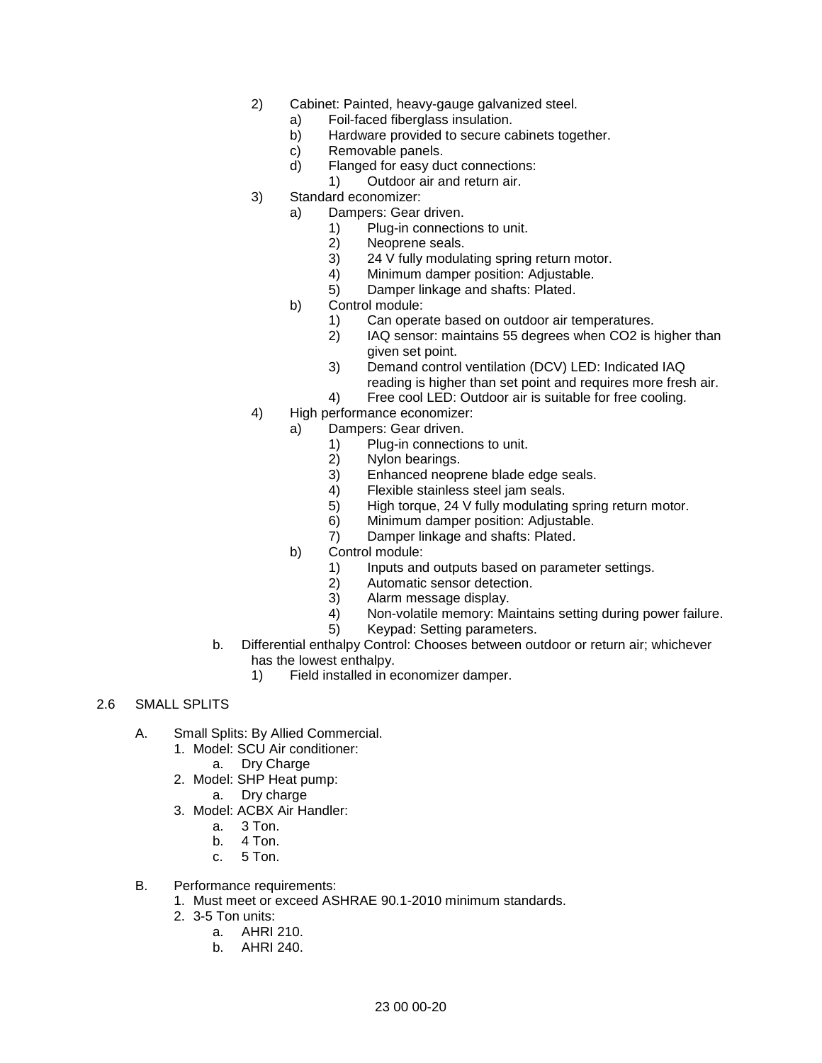2) Cabinet: Painted, heavy-gauge galvanized steel.
   a) Foil-faced fiberglass insulation.
   b) Hardware provided to secure cabinets together.
   c) Removable panels.
   d) Flanged for easy duct connections:
      1) Outdoor air and return air.

3) Standard economizer:
   a) Dampers: Gear driven.
      1) Plug-in connections to unit.
      2) Neoprene seals.
      3) 24 V fully modulating spring return motor.
      4) Minimum damper position: Adjustable.
      5) Damper linkage and shafts: Plated.
   b) Control module:
      1) Can operate based on outdoor air temperatures.
      2) IAQ sensor: maintains 55 degrees when CO2 is higher than given set point.
      3) Demand control ventilation (DCV) LED: Indicated IAQ reading is higher than set point and requires more fresh air.
      4) Free cool LED: Outdoor air is suitable for free cooling.

4) High performance economizer:
   a) Dampers: Gear driven.
      1) Plug-in connections to unit.
      2) Nylon bearings.
      3) Enhanced neoprene blade edge seals.
      4) Flexible stainless steel jam seals.
      5) High torque, 24 V fully modulating spring return motor.
      6) Minimum damper position: Adjustable.
      7) Damper linkage and shafts: Plated.
   b) Control module:
      1) Inputs and outputs based on parameter settings.
      2) Automatic sensor detection.
      3) Alarm message display.
      4) Non-volatile memory: Maintains setting during power failure.
      5) Keypad: Setting parameters.

b. Differential enthalpy Control: Chooses between outdoor or return air; whichever has the lowest enthalpy.
   1) Field installed in economizer damper.

## 2.6 SMALL SPLITS

A. Small Splits: By Allied Commercial.
   1. Model: SCU Air conditioner:
      a. Dry Charge
   2. Model: SHP Heat pump:
      a. Dry charge
   3. Model: ACBX Air Handler:
      a. 3 Ton.
      b. 4 Ton.
      c. 5 Ton.

B. Performance requirements:
   1. Must meet or exceed ASHRAE 90.1-2010 minimum standards.
   2. 3-5 Ton units:
      a. AHRI 210.
      b. AHRI 240.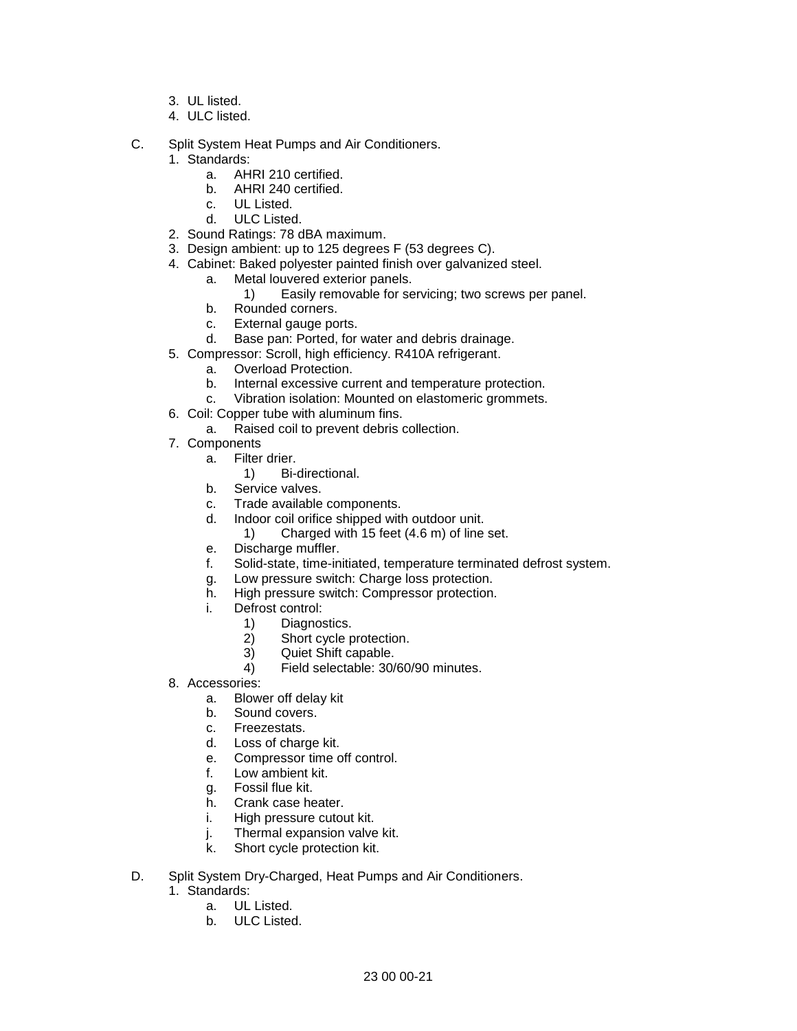3. UL listed.
4. ULC listed.

C. Split System Heat Pumps and Air Conditioners.
   1. Standards:
      a. AHRI 210 certified.
      b. AHRI 240 certified.
      c. UL Listed.
      d. ULC Listed.
   2. Sound Ratings: 78 dBA maximum.
   3. Design ambient: up to 125 degrees F (53 degrees C).
   4. Cabinet: Baked polyester painted finish over galvanized steel.
      a. Metal louvered exterior panels.
         1) Easily removable for servicing; two screws per panel.
      b. Rounded corners.
      c. External gauge ports.
      d. Base pan: Ported, for water and debris drainage.
   5. Compressor: Scroll, high efficiency. R410A refrigerant.
      a. Overload Protection.
      b. Internal excessive current and temperature protection.
      c. Vibration isolation: Mounted on elastomeric grommets.
   6. Coil: Copper tube with aluminum fins.
      a. Raised coil to prevent debris collection.
   7. Components
      a. Filter drier.
         1) Bi-directional.
      b. Service valves.
      c. Trade available components.
      d. Indoor coil orifice shipped with outdoor unit.
         1) Charged with 15 feet (4.6 m) of line set.
      e. Discharge muffler.
      f. Solid-state, time-initiated, temperature terminated defrost system.
      g. Low pressure switch: Charge loss protection.
      h. High pressure switch: Compressor protection.
      i. Defrost control:
         1) Diagnostics.
         2) Short cycle protection.
         3) Quiet Shift capable.
         4) Field selectable: 30/60/90 minutes.
   8. Accessories:
      a. Blower off delay kit
      b. Sound covers.
      c. Freezestats.
      d. Loss of charge kit.
      e. Compressor time off control.
      f. Low ambient kit.
      g. Fossil flue kit.
      h. Crank case heater.
      i. High pressure cutout kit.
      j. Thermal expansion valve kit.
      k. Short cycle protection kit.

D. Split System Dry-Charged, Heat Pumps and Air Conditioners.
   1. Standards:
      a. UL Listed.
      b. ULC Listed.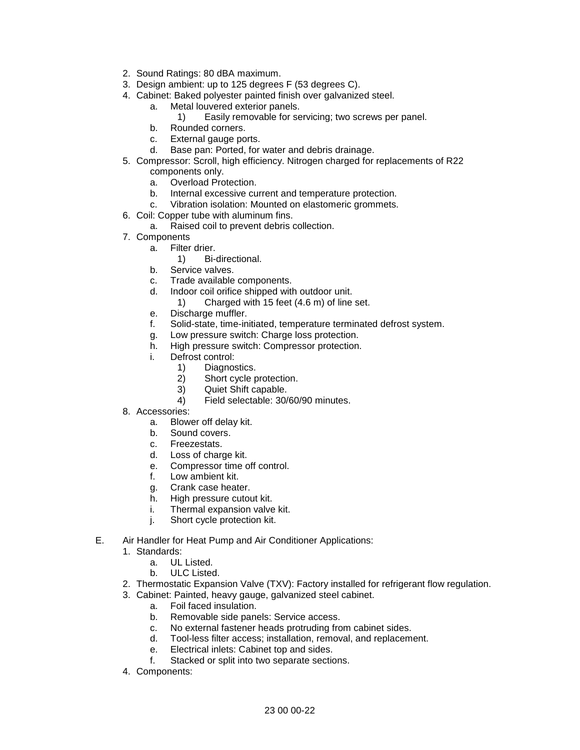2. Sound Ratings: 80 dBA maximum.
3. Design ambient: up to 125 degrees F (53 degrees C).
4. Cabinet: Baked polyester painted finish over galvanized steel.
    a. Metal louvered exterior panels.
        1) Easily removable for servicing; two screws per panel.
    b. Rounded corners.
    c. External gauge ports.
    d. Base pan: Ported, for water and debris drainage.
5. Compressor: Scroll, high efficiency. Nitrogen charged for replacements of R22 components only.
    a. Overload Protection.
    b. Internal excessive current and temperature protection.
    c. Vibration isolation: Mounted on elastomeric grommets.
6. Coil: Copper tube with aluminum fins.
    a. Raised coil to prevent debris collection.
7. Components
    a. Filter drier.
        1) Bi-directional.
    b. Service valves.
    c. Trade available components.
    d. Indoor coil orifice shipped with outdoor unit.
        1) Charged with 15 feet (4.6 m) of line set.
    e. Discharge muffler.
    f. Solid-state, time-initiated, temperature terminated defrost system.
    g. Low pressure switch: Charge loss protection.
    h. High pressure switch: Compressor protection.
    i. Defrost control:
        1) Diagnostics.
        2) Short cycle protection.
        3) Quiet Shift capable.
        4) Field selectable: 30/60/90 minutes.
8. Accessories:
    a. Blower off delay kit.
    b. Sound covers.
    c. Freezestats.
    d. Loss of charge kit.
    e. Compressor time off control.
    f. Low ambient kit.
    g. Crank case heater.
    h. High pressure cutout kit.
    i. Thermal expansion valve kit.
    j. Short cycle protection kit.

E. Air Handler for Heat Pump and Air Conditioner Applications:
1. Standards:
    a. UL Listed.
    b. ULC Listed.
2. Thermostatic Expansion Valve (TXV): Factory installed for refrigerant flow regulation.
3. Cabinet: Painted, heavy gauge, galvanized steel cabinet.
    a. Foil faced insulation.
    b. Removable side panels: Service access.
    c. No external fastener heads protruding from cabinet sides.
    d. Tool-less filter access; installation, removal, and replacement.
    e. Electrical inlets: Cabinet top and sides.
    f. Stacked or split into two separate sections.
4. Components: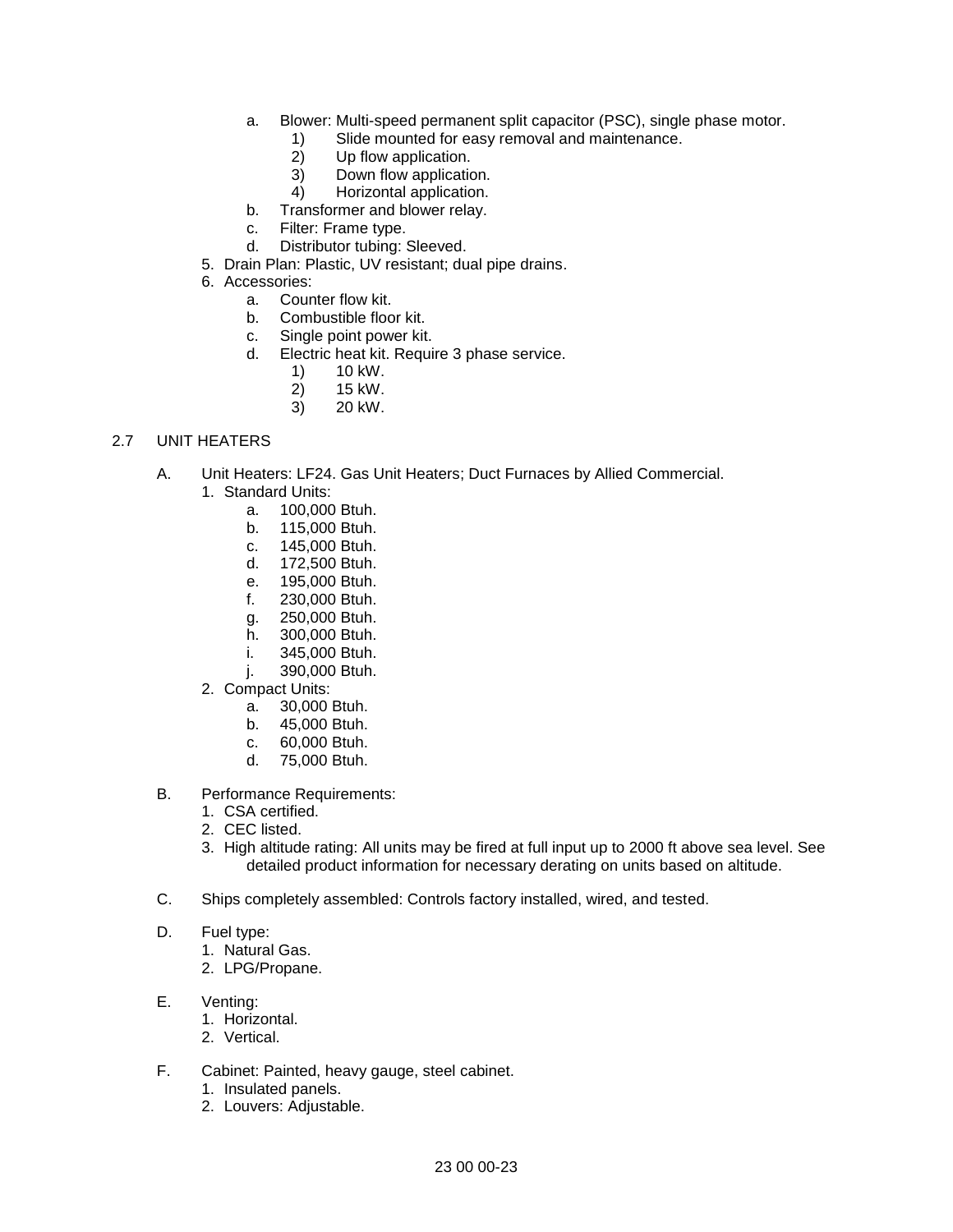a. Blower: Multi-speed permanent split capacitor (PSC), single phase motor.
   1) Slide mounted for easy removal and maintenance.
   2) Up flow application.
   3) Down flow application.
   4) Horizontal application.

b. Transformer and blower relay.

c. Filter: Frame type.

d. Distributor tubing: Sleeved.

5. Drain Plan: Plastic, UV resistant; dual pipe drains.
6. Accessories:
   a. Counter flow kit.
   b. Combustible floor kit.
   c. Single point power kit.
   d. Electric heat kit. Require 3 phase service.
      1) 10 kW.
      2) 15 kW.
      3) 20 kW.

## 2.7 UNIT HEATERS

A. Unit Heaters: LF24. Gas Unit Heaters; Duct Furnaces by Allied Commercial.
   1. Standard Units:
      a. 100,000 Btuh.
      b. 115,000 Btuh.
      c. 145,000 Btuh.
      d. 172,500 Btuh.
      e. 195,000 Btuh.
      f. 230,000 Btuh.
      g. 250,000 Btuh.
      h. 300,000 Btuh.
      i. 345,000 Btuh.
      j. 390,000 Btuh.
   2. Compact Units:
      a. 30,000 Btuh.
      b. 45,000 Btuh.
      c. 60,000 Btuh.
      d. 75,000 Btuh.

B. Performance Requirements:
   1. CSA certified.
   2. CEC listed.
   3. High altitude rating: All units may be fired at full input up to 2000 ft above sea level. See detailed product information for necessary derating on units based on altitude.

C. Ships completely assembled: Controls factory installed, wired, and tested.

D. Fuel type:
   1. Natural Gas.
   2. LPG/Propane.

E. Venting:
   1. Horizontal.
   2. Vertical.

F. Cabinet: Painted, heavy gauge, steel cabinet.
   1. Insulated panels.
   2. Louvers: Adjustable.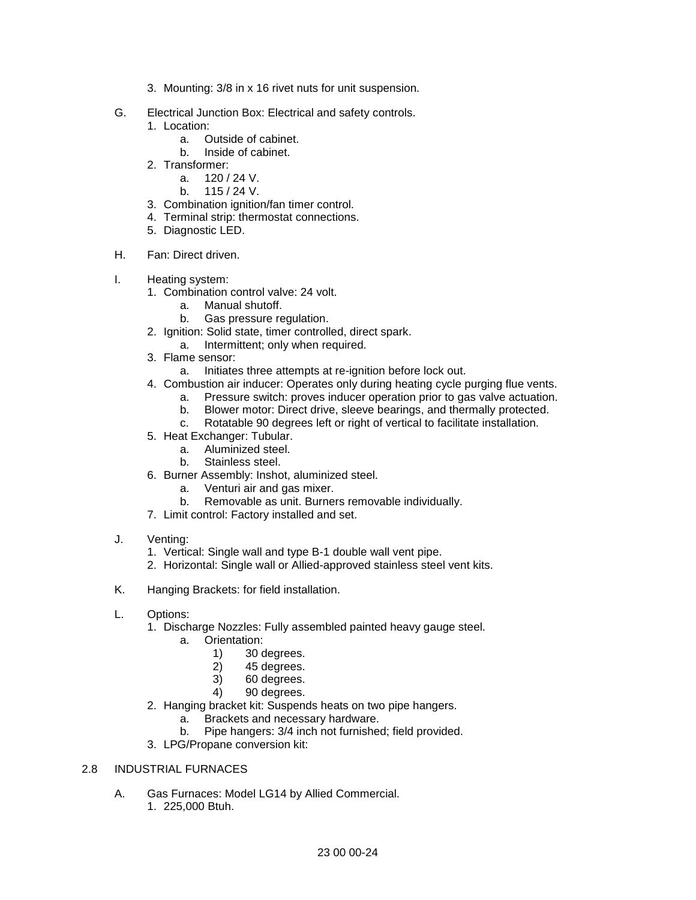3. Mounting: 3/8 in x 16 rivet nuts for unit suspension.

G. Electrical Junction Box: Electrical and safety controls.
   1. Location:
      a. Outside of cabinet.
      b. Inside of cabinet.
   2. Transformer:
      a. 120 / 24 V.
      b. 115 / 24 V.
   3. Combination ignition/fan timer control.
   4. Terminal strip: thermostat connections.
   5. Diagnostic LED.

H. Fan: Direct driven.

I. Heating system:
   1. Combination control valve: 24 volt.
      a. Manual shutoff.
      b. Gas pressure regulation.
   2. Ignition: Solid state, timer controlled, direct spark.
      a. Intermittent; only when required.
   3. Flame sensor:
      a. Initiates three attempts at re-ignition before lock out.
   4. Combustion air inducer: Operates only during heating cycle purging flue vents.
      a. Pressure switch: proves inducer operation prior to gas valve actuation.
      b. Blower motor: Direct drive, sleeve bearings, and thermally protected.
      c. Rotatable 90 degrees left or right of vertical to facilitate installation.
   5. Heat Exchanger: Tubular.
      a. Aluminized steel.
      b. Stainless steel.
   6. Burner Assembly: Inshot, aluminized steel.
      a. Venturi air and gas mixer.
      b. Removable as unit. Burners removable individually.
   7. Limit control: Factory installed and set.

J. Venting:
   1. Vertical: Single wall and type B-1 double wall vent pipe.
   2. Horizontal: Single wall or Allied-approved stainless steel vent kits.

K. Hanging Brackets: for field installation.

L. Options:
   1. Discharge Nozzles: Fully assembled painted heavy gauge steel.
      a. Orientation:
         1) 30 degrees.
         2) 45 degrees.
         3) 60 degrees.
         4) 90 degrees.
   2. Hanging bracket kit: Suspends heats on two pipe hangers.
      a. Brackets and necessary hardware.
      b. Pipe hangers: 3/4 inch not furnished; field provided.
   3. LPG/Propane conversion kit:

## 2.8 INDUSTRIAL FURNACES

A. Gas Furnaces: Model LG14 by Allied Commercial.
   1. 225,000 Btuh.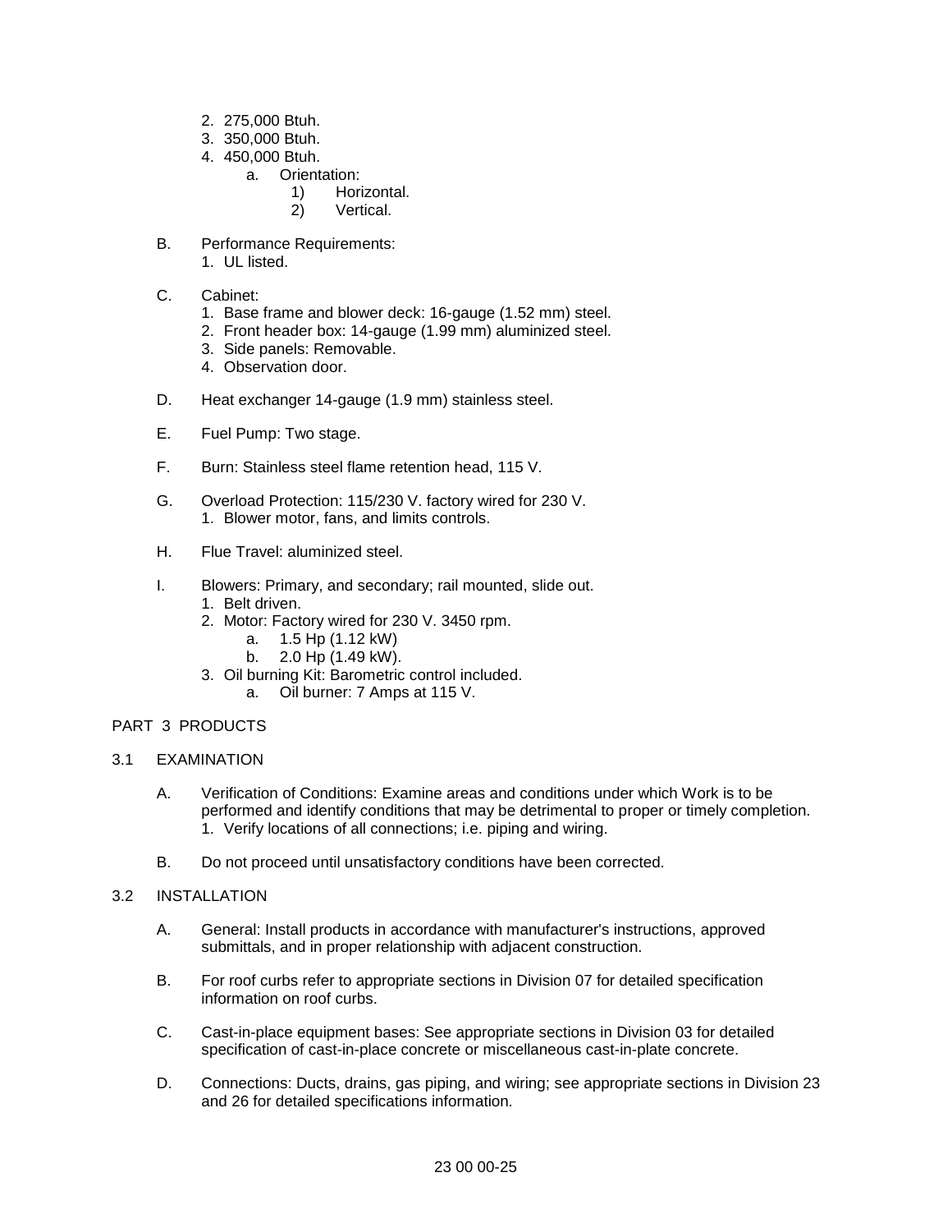2. 275,000 Btuh.
3. 350,000 Btuh.
4. 450,000 Btuh.
    a. Orientation:
        1) Horizontal.
        2) Vertical.

B. Performance Requirements:
    1. UL listed.

C. Cabinet:
    1. Base frame and blower deck: 16-gauge (1.52 mm) steel.
    2. Front header box: 14-gauge (1.99 mm) aluminized steel.
    3. Side panels: Removable.
    4. Observation door.

D. Heat exchanger 14-gauge (1.9 mm) stainless steel.

E. Fuel Pump: Two stage.

F. Burn: Stainless steel flame retention head, 115 V.

G. Overload Protection: 115/230 V. factory wired for 230 V.
    1. Blower motor, fans, and limits controls.

H. Flue Travel: aluminized steel.

I. Blowers: Primary, and secondary; rail mounted, slide out.
    1. Belt driven.
    2. Motor: Factory wired for 230 V. 3450 rpm.
        a. 1.5 Hp (1.12 kW)
        b. 2.0 Hp (1.49 kW).
    3. Oil burning Kit: Barometric control included.
        a. Oil burner: 7 Amps at 115 V.

PART 3 PRODUCTS

3.1 EXAMINATION

A. Verification of Conditions: Examine areas and conditions under which Work is to be performed and identify conditions that may be detrimental to proper or timely completion.
    1. Verify locations of all connections; i.e. piping and wiring.

B. Do not proceed until unsatisfactory conditions have been corrected.

3.2 INSTALLATION

A. General: Install products in accordance with manufacturer's instructions, approved submittals, and in proper relationship with adjacent construction.

B. For roof curbs refer to appropriate sections in Division 07 for detailed specification information on roof curbs.

C. Cast-in-place equipment bases: See appropriate sections in Division 03 for detailed specification of cast-in-place concrete or miscellaneous cast-in-plate concrete.

D. Connections: Ducts, drains, gas piping, and wiring; see appropriate sections in Division 23 and 26 for detailed specifications information.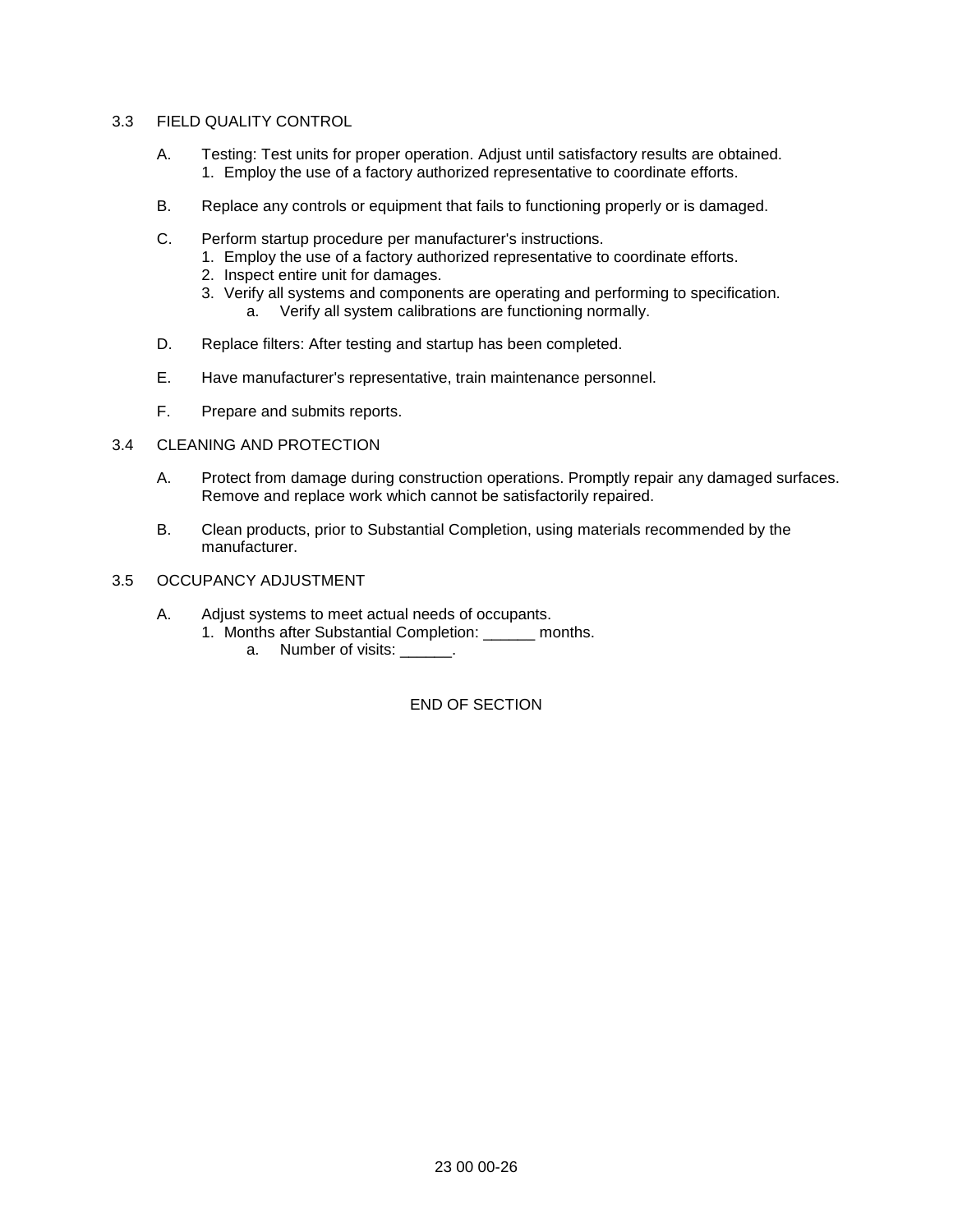## 3.3 FIELD QUALITY CONTROL

A. Testing: Test units for proper operation. Adjust until satisfactory results are obtained.
   1. Employ the use of a factory authorized representative to coordinate efforts.

B. Replace any controls or equipment that fails to functioning properly or is damaged.

C. Perform startup procedure per manufacturer's instructions.
   1. Employ the use of a factory authorized representative to coordinate efforts.
   2. Inspect entire unit for damages.
   3. Verify all systems and components are operating and performing to specification.
      a. Verify all system calibrations are functioning normally.

D. Replace filters: After testing and startup has been completed.

E. Have manufacturer's representative, train maintenance personnel.

F. Prepare and submits reports.

## 3.4 CLEANING AND PROTECTION

A. Protect from damage during construction operations. Promptly repair any damaged surfaces. Remove and replace work which cannot be satisfactorily repaired.

B. Clean products, prior to Substantial Completion, using materials recommended by the manufacturer.

## 3.5 OCCUPANCY ADJUSTMENT

A. Adjust systems to meet actual needs of occupants.
   1. Months after Substantial Completion: ______ months.
      a. Number of visits: ______.

END OF SECTION